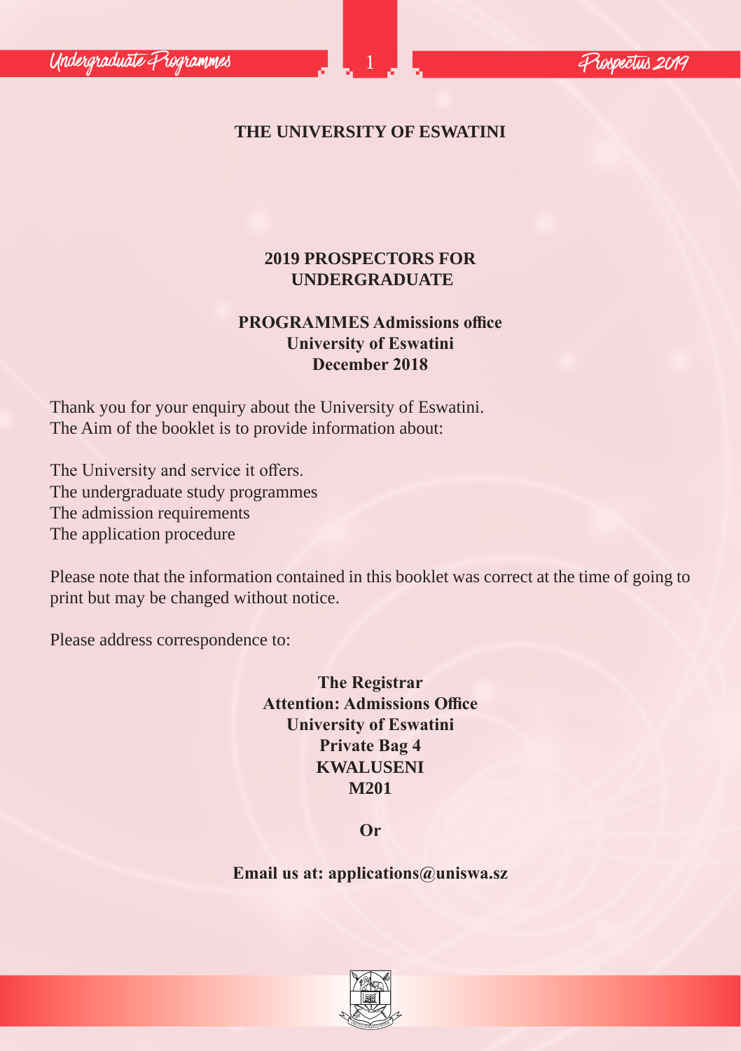# THE UNIVERSITY OF ESWATINI

## 2019 PROSPECTORS FOR UNDERGRADUATE

**PROGRAMMES Admissions office**
**University of Eswatini**
**December 2018**

Thank you for your enquiry about the University of Eswatini.
The Aim of the booklet is to provide information about:

The University and service it offers.
The undergraduate study programmes
The admission requirements
The application procedure

Please note that the information contained in this booklet was correct at the time of going to print but may be changed without notice.

Please address correspondence to:

**The Registrar**
**Attention: Admissions Office**
**University of Eswatini**
**Private Bag 4**
**KWALUSENI**
**M201**

**Or**

**Email us at: applications@uniswa.sz**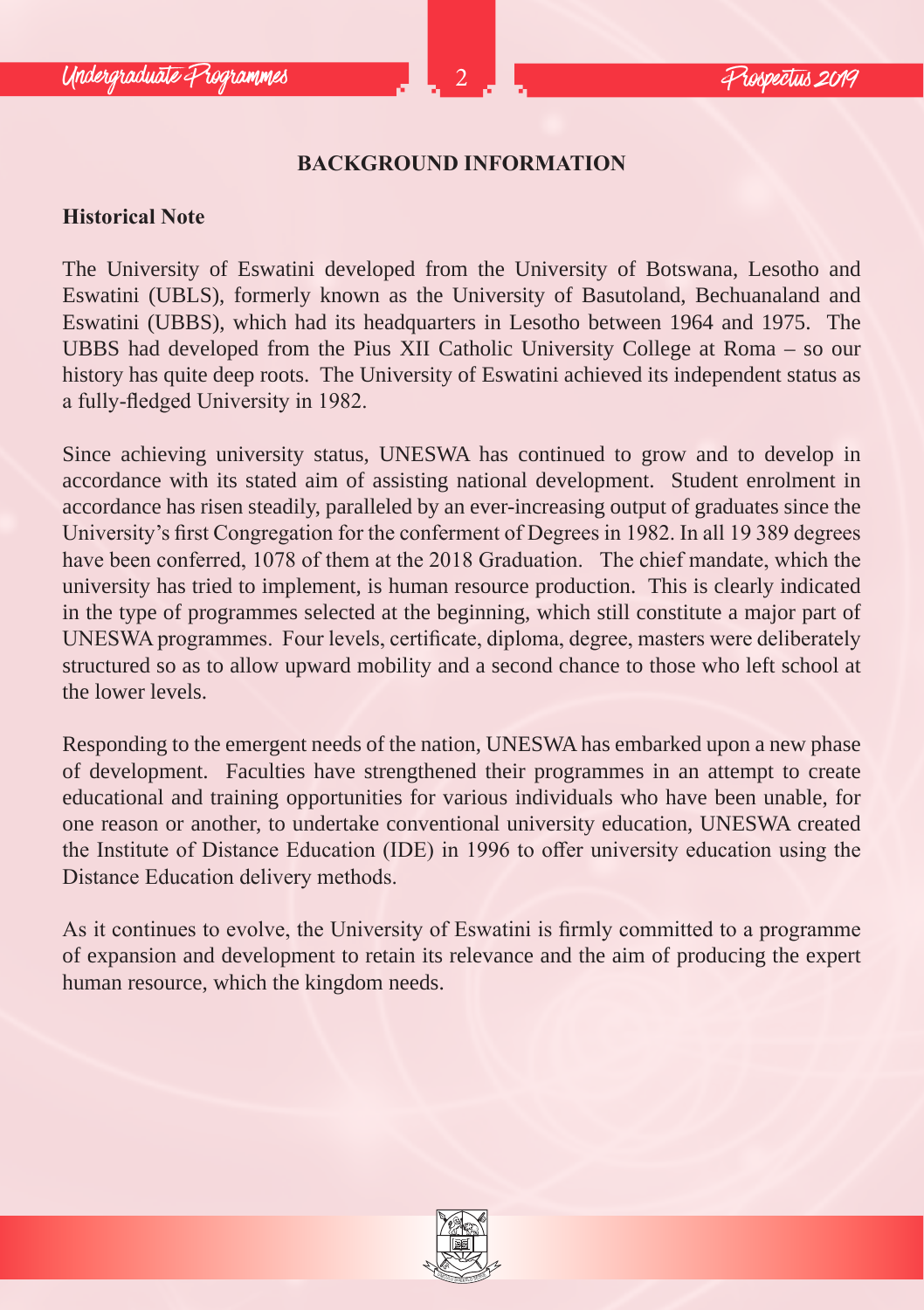# BACKGROUND INFORMATION

## Historical Note

The University of Eswatini developed from the University of Botswana, Lesotho and Eswatini (UBLS), formerly known as the University of Basutoland, Bechuanaland and Eswatini (UBBS), which had its headquarters in Lesotho between 1964 and 1975. The UBBS had developed from the Pius XII Catholic University College at Roma – so our history has quite deep roots. The University of Eswatini achieved its independent status as a fully-fledged University in 1982.

Since achieving university status, UNESWA has continued to grow and to develop in accordance with its stated aim of assisting national development. Student enrolment in accordance has risen steadily, paralleled by an ever-increasing output of graduates since the University's first Congregation for the conferment of Degrees in 1982. In all 19 389 degrees have been conferred, 1078 of them at the 2018 Graduation. The chief mandate, which the university has tried to implement, is human resource production. This is clearly indicated in the type of programmes selected at the beginning, which still constitute a major part of UNESWA programmes. Four levels, certificate, diploma, degree, masters were deliberately structured so as to allow upward mobility and a second chance to those who left school at the lower levels.

Responding to the emergent needs of the nation, UNESWA has embarked upon a new phase of development. Faculties have strengthened their programmes in an attempt to create educational and training opportunities for various individuals who have been unable, for one reason or another, to undertake conventional university education, UNESWA created the Institute of Distance Education (IDE) in 1996 to offer university education using the Distance Education delivery methods.

As it continues to evolve, the University of Eswatini is firmly committed to a programme of expansion and development to retain its relevance and the aim of producing the expert human resource, which the kingdom needs.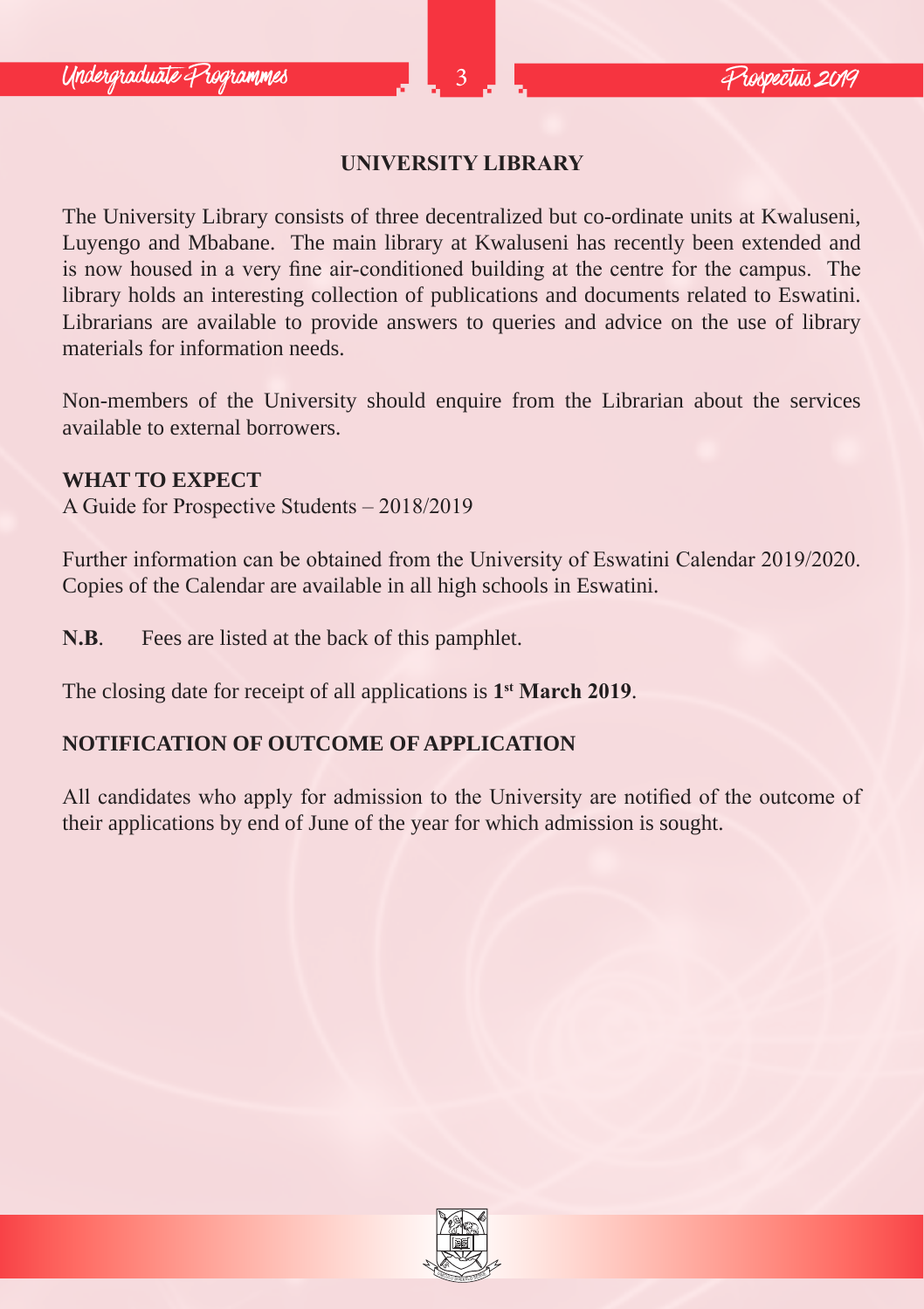## UNIVERSITY LIBRARY

The University Library consists of three decentralized but co-ordinate units at Kwaluseni, Luyengo and Mbabane. The main library at Kwaluseni has recently been extended and is now housed in a very fine air-conditioned building at the centre for the campus. The library holds an interesting collection of publications and documents related to Eswatini. Librarians are available to provide answers to queries and advice on the use of library materials for information needs.

Non-members of the University should enquire from the Librarian about the services available to external borrowers.

**WHAT TO EXPECT**
A Guide for Prospective Students – 2018/2019

Further information can be obtained from the University of Eswatini Calendar 2019/2020. Copies of the Calendar are available in all high schools in Eswatini.

**N.B**. Fees are listed at the back of this pamphlet.

The closing date for receipt of all applications is **1st March 2019**.

## NOTIFICATION OF OUTCOME OF APPLICATION

All candidates who apply for admission to the University are notified of the outcome of their applications by end of June of the year for which admission is sought.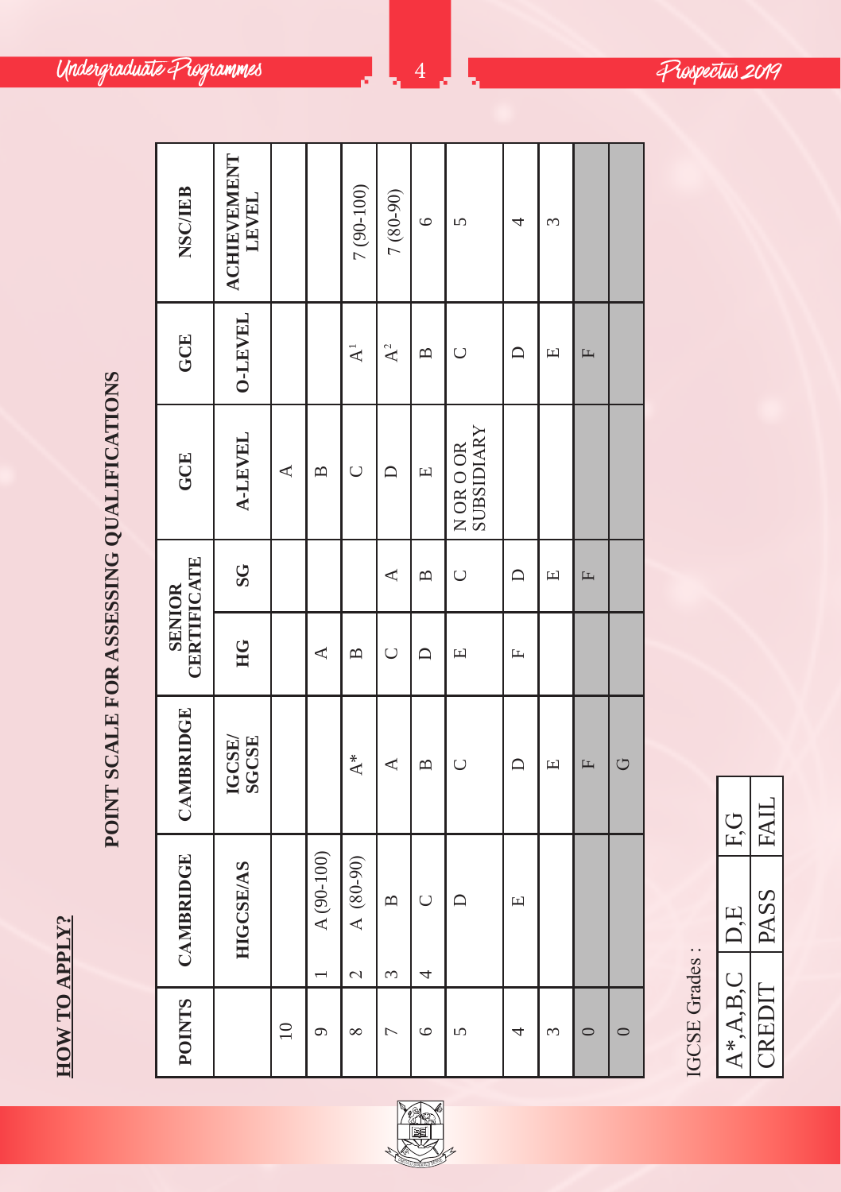## HOW TO APPLY?

### POINT SCALE FOR ASSESSING QUALIFICATIONS

| POINTS | CAMBRIDGE | CAMBRIDGE | SENIOR CERTIFICATE | | GCE | GCE | NSC/IEB |
|---|---|---|---|---|---|---|---|
| | HIGCSE/AS | IGCSE/ SGCSE | HG | SG | A-LEVEL | O-LEVEL | ACHIEVEMENT LEVEL |
| 10 | | | | | A | | |
| 9 | 1 A (90-100) | | A | | B | | |
| 8 | 2 A (80-90) | A* | B | | C | $A^1$ | 7 (90-100) |
| 7 | 3 B | A | C | A | D | $A^2$ | 7 (80-90) |
| 6 | 4 C | B | D | B | E | B | 6 |
| 5 | D | C | E | C | N OR O OR SUBSIDIARY | C | 5 |
| 4 | E | D | F | D | | D | 4 |
| 3 | | E | | E | | E | 3 |
| 0 | | F | | F | | F | |
| 0 | | G | | | | | |

IGCSE Grades :

| A*,A,B,C | D,E | F,G |
|---|---|---|
| CREDIT | PASS | FAIL |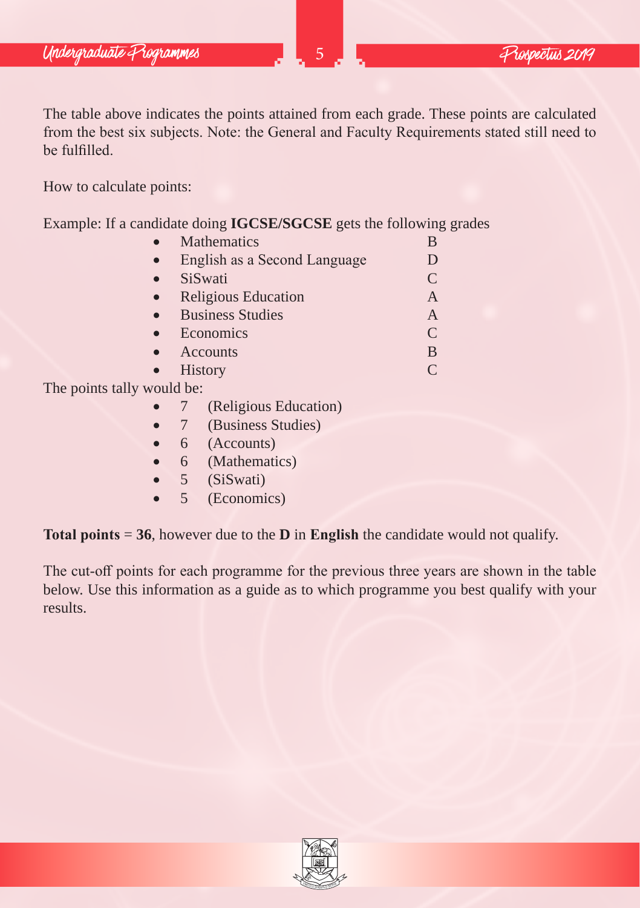The table above indicates the points attained from each grade. These points are calculated from the best six subjects. Note: the General and Faculty Requirements stated still need to be fulfilled.

How to calculate points:

Example: If a candidate doing **IGCSE/SGCSE** gets the following grades

| Subject | Grade |
|---|---|
| Mathematics | B |
| English as a Second Language | D |
| SiSwati | C |
| Religious Education | A |
| Business Studies | A |
| Economics | C |
| Accounts | B |
| History | C |

The points tally would be:

- 7 (Religious Education)
- 7 (Business Studies)
- 6 (Accounts)
- 6 (Mathematics)
- 5 (SiSwati)
- 5 (Economics)

**Total points** = **36**, however due to the **D** in **English** the candidate would not qualify.

The cut-off points for each programme for the previous three years are shown in the table below. Use this information as a guide as to which programme you best qualify with your results.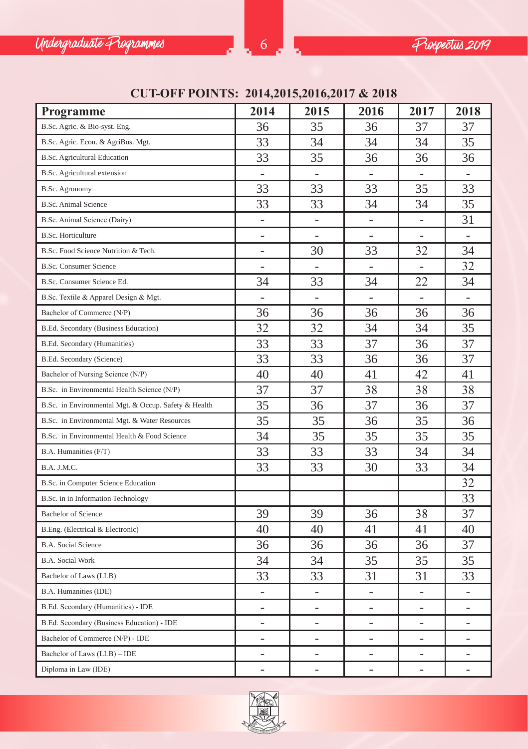## CUT-OFF POINTS: 2014,2015,2016,2017 & 2018

| Programme | 2014 | 2015 | 2016 | 2017 | 2018 |
|---|---|---|---|---|---|
| B.Sc. Agric. & Bio-syst. Eng. | 36 | 35 | 36 | 37 | 37 |
| B.Sc. Agric. Econ. & AgriBus. Mgt. | 33 | 34 | 34 | 34 | 35 |
| B.Sc. Agricultural Education | 33 | 35 | 36 | 36 | 36 |
| B.Sc. Agricultural extension | - | - | - | - | - |
| B.Sc. Agronomy | 33 | 33 | 33 | 35 | 33 |
| B.Sc. Animal Science | 33 | 33 | 34 | 34 | 35 |
| B.Sc. Animal Science (Dairy) | - | - | - | - | 31 |
| B.Sc. Horticulture | - | - | - | - | - |
| B.Sc. Food Science Nutrition & Tech. | - | 30 | 33 | 32 | 34 |
| B.Sc. Consumer Science | - | - | - | - | 32 |
| B.Sc. Consumer Science Ed. | 34 | 33 | 34 | 22 | 34 |
| B.Sc. Textile & Apparel Design & Mgt. | - | - | - | - | - |
| Bachelor of Commerce (N/P) | 36 | 36 | 36 | 36 | 36 |
| B.Ed. Secondary (Business Education) | 32 | 32 | 34 | 34 | 35 |
| B.Ed. Secondary (Humanities) | 33 | 33 | 37 | 36 | 37 |
| B.Ed. Secondary (Science) | 33 | 33 | 36 | 36 | 37 |
| Bachelor of Nursing Science (N/P) | 40 | 40 | 41 | 42 | 41 |
| B.Sc. in Environmental Health Science (N/P) | 37 | 37 | 38 | 38 | 38 |
| B.Sc. in Environmental Mgt. & Occup. Safety & Health | 35 | 36 | 37 | 36 | 37 |
| B.Sc. in Environmental Mgt. & Water Resources | 35 | 35 | 36 | 35 | 36 |
| B.Sc. in Environmental Health & Food Science | 34 | 35 | 35 | 35 | 35 |
| B.A. Humanities (F/T) | 33 | 33 | 33 | 34 | 34 |
| B.A. J.M.C. | 33 | 33 | 30 | 33 | 34 |
| B.Sc. in Computer Science Education | | | | | 32 |
| B.Sc. in in Information Technology | | | | | 33 |
| Bachelor of Science | 39 | 39 | 36 | 38 | 37 |
| B.Eng. (Electrical & Electronic) | 40 | 40 | 41 | 41 | 40 |
| B.A. Social Science | 36 | 36 | 36 | 36 | 37 |
| B.A. Social Work | 34 | 34 | 35 | 35 | 35 |
| Bachelor of Laws (LLB) | 33 | 33 | 31 | 31 | 33 |
| B.A. Humanities (IDE) | - | - | - | - | - |
| B.Ed. Secondary (Humanities) - IDE | - | - | - | - | - |
| B.Ed. Secondary (Business Education) - IDE | - | - | - | - | - |
| Bachelor of Commerce (N/P) - IDE | - | - | - | - | - |
| Bachelor of Laws (LLB) – IDE | - | - | - | - | - |
| Diploma in Law (IDE) | - | - | - | - | - |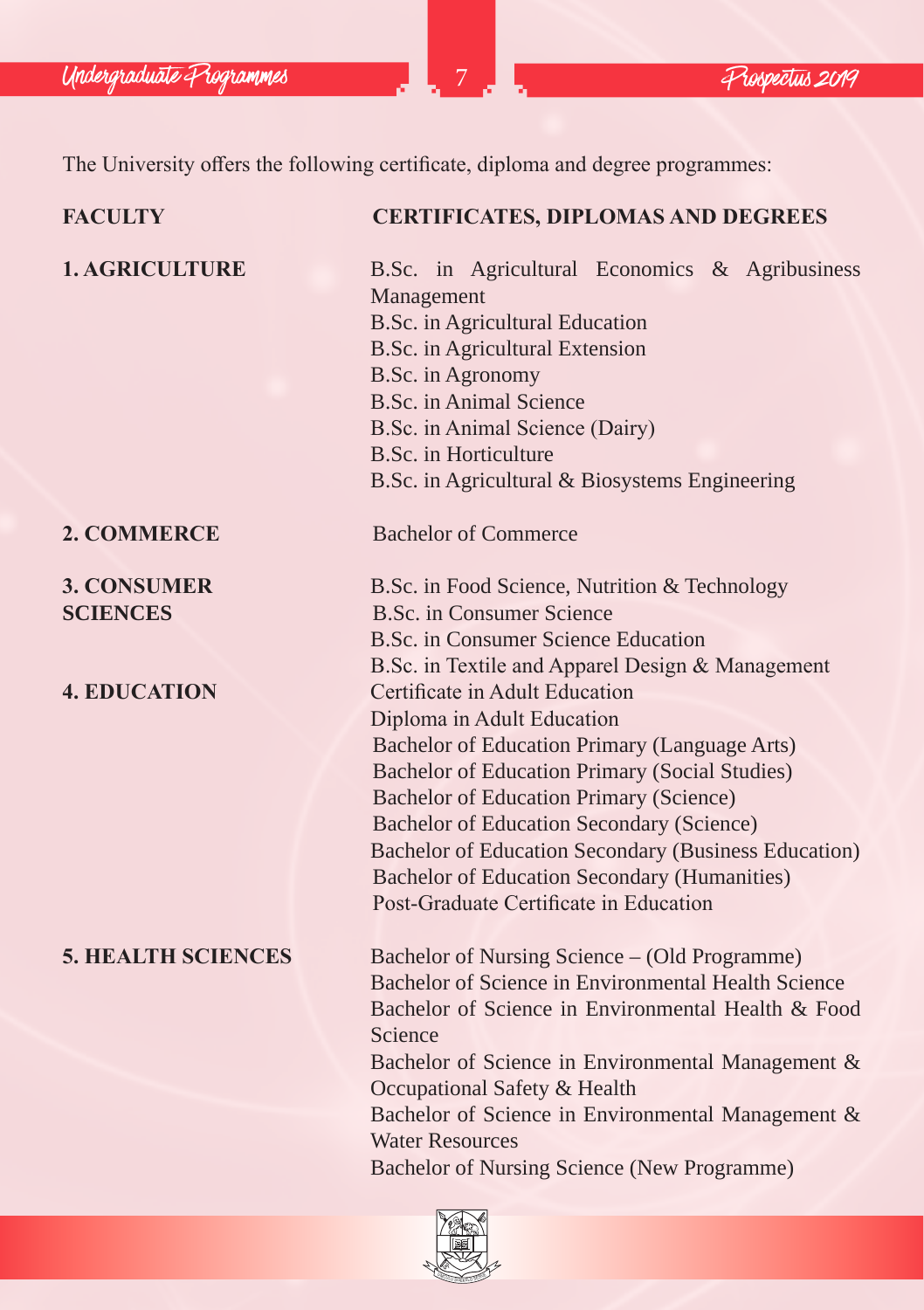The University offers the following certificate, diploma and degree programmes:

| FACULTY | CERTIFICATES, DIPLOMAS AND DEGREES |
| --- | --- |
| **1. AGRICULTURE** | B.Sc. in Agricultural Economics & Agribusiness Management<br>B.Sc. in Agricultural Education<br>B.Sc. in Agricultural Extension<br>B.Sc. in Agronomy<br>B.Sc. in Animal Science<br>B.Sc. in Animal Science (Dairy)<br>B.Sc. in Horticulture<br>B.Sc. in Agricultural & Biosystems Engineering |
| **2. COMMERCE** | Bachelor of Commerce |
| **3. CONSUMER SCIENCES** | B.Sc. in Food Science, Nutrition & Technology<br>B.Sc. in Consumer Science<br>B.Sc. in Consumer Science Education<br>B.Sc. in Textile and Apparel Design & Management |
| **4. EDUCATION** | Certificate in Adult Education<br>Diploma in Adult Education<br>Bachelor of Education Primary (Language Arts)<br>Bachelor of Education Primary (Social Studies)<br>Bachelor of Education Primary (Science)<br>Bachelor of Education Secondary (Science)<br>Bachelor of Education Secondary (Business Education)<br>Bachelor of Education Secondary (Humanities)<br>Post-Graduate Certificate in Education |
| **5. HEALTH SCIENCES** | Bachelor of Nursing Science – (Old Programme)<br>Bachelor of Science in Environmental Health Science<br>Bachelor of Science in Environmental Health & Food Science<br>Bachelor of Science in Environmental Management & Occupational Safety & Health<br>Bachelor of Science in Environmental Management & Water Resources<br>Bachelor of Nursing Science (New Programme) |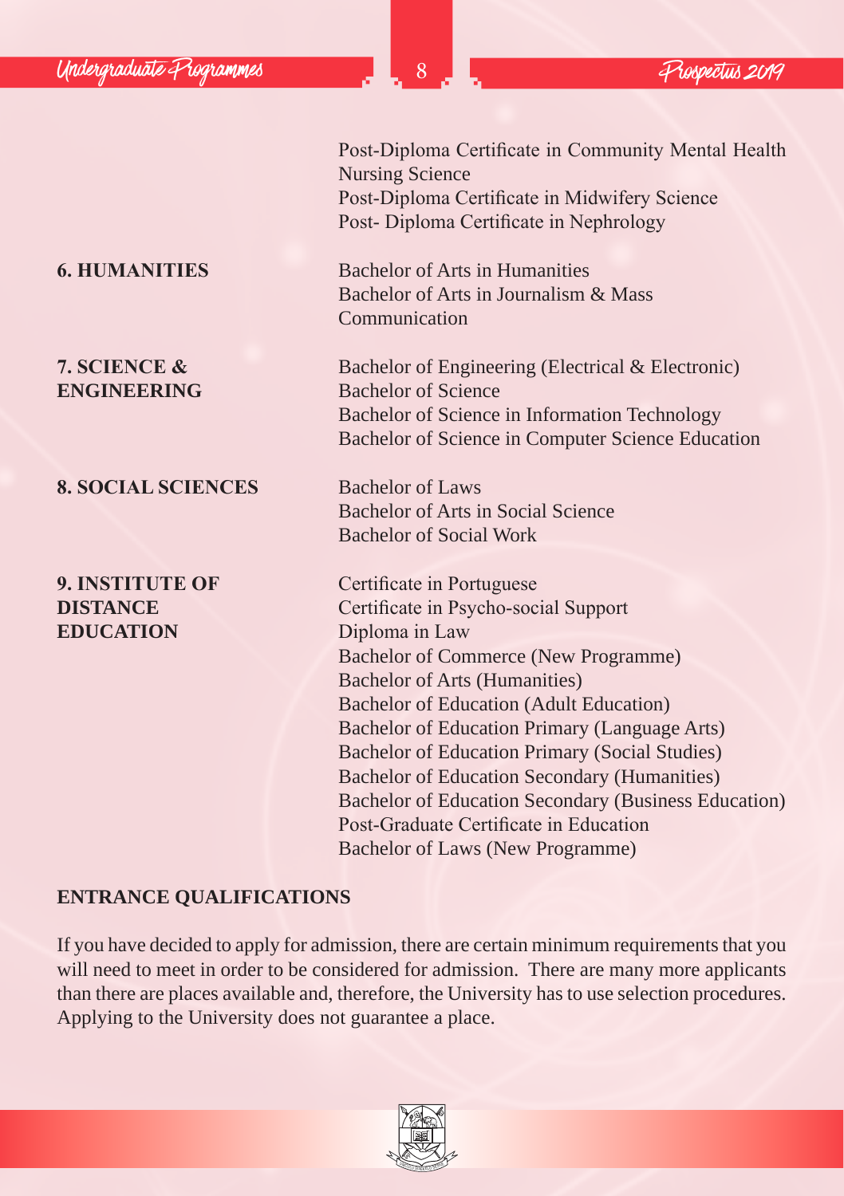Post-Diploma Certificate in Community Mental Health Nursing Science
Post-Diploma Certificate in Midwifery Science
Post- Diploma Certificate in Nephrology

**6. HUMANITIES**

Bachelor of Arts in Humanities
Bachelor of Arts in Journalism & Mass Communication

**7. SCIENCE & ENGINEERING**

Bachelor of Engineering (Electrical & Electronic)
Bachelor of Science
Bachelor of Science in Information Technology
Bachelor of Science in Computer Science Education

**8. SOCIAL SCIENCES**

Bachelor of Laws
Bachelor of Arts in Social Science
Bachelor of Social Work

**9. INSTITUTE OF DISTANCE EDUCATION**

Certificate in Portuguese
Certificate in Psycho-social Support
Diploma in Law
Bachelor of Commerce (New Programme)
Bachelor of Arts (Humanities)
Bachelor of Education (Adult Education)
Bachelor of Education Primary (Language Arts)
Bachelor of Education Primary (Social Studies)
Bachelor of Education Secondary (Humanities)
Bachelor of Education Secondary (Business Education)
Post-Graduate Certificate in Education
Bachelor of Laws (New Programme)

## ENTRANCE QUALIFICATIONS

If you have decided to apply for admission, there are certain minimum requirements that you will need to meet in order to be considered for admission. There are many more applicants than there are places available and, therefore, the University has to use selection procedures. Applying to the University does not guarantee a place.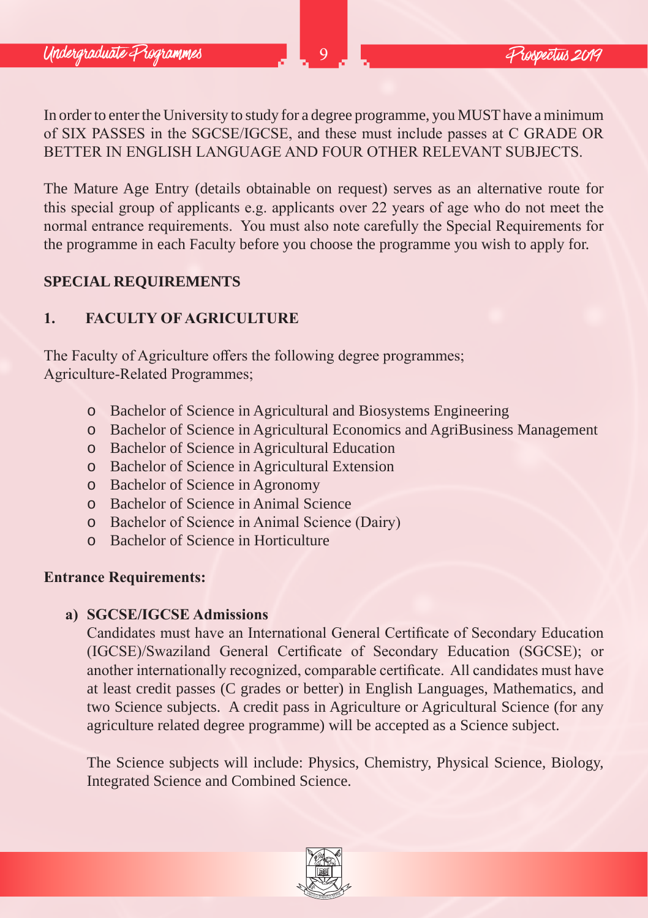In order to enter the University to study for a degree programme, you MUST have a minimum of SIX PASSES in the SGCSE/IGCSE, and these must include passes at C GRADE OR BETTER IN ENGLISH LANGUAGE AND FOUR OTHER RELEVANT SUBJECTS.

The Mature Age Entry (details obtainable on request) serves as an alternative route for this special group of applicants e.g. applicants over 22 years of age who do not meet the normal entrance requirements. You must also note carefully the Special Requirements for the programme in each Faculty before you choose the programme you wish to apply for.

## SPECIAL REQUIREMENTS

### 1. FACULTY OF AGRICULTURE

The Faculty of Agriculture offers the following degree programmes;
Agriculture-Related Programmes;

- Bachelor of Science in Agricultural and Biosystems Engineering
- Bachelor of Science in Agricultural Economics and AgriBusiness Management
- Bachelor of Science in Agricultural Education
- Bachelor of Science in Agricultural Extension
- Bachelor of Science in Agronomy
- Bachelor of Science in Animal Science
- Bachelor of Science in Animal Science (Dairy)
- Bachelor of Science in Horticulture

**Entrance Requirements:**

**a) SGCSE/IGCSE Admissions**

Candidates must have an International General Certificate of Secondary Education (IGCSE)/Swaziland General Certificate of Secondary Education (SGCSE); or another internationally recognized, comparable certificate. All candidates must have at least credit passes (C grades or better) in English Languages, Mathematics, and two Science subjects. A credit pass in Agriculture or Agricultural Science (for any agriculture related degree programme) will be accepted as a Science subject.

The Science subjects will include: Physics, Chemistry, Physical Science, Biology, Integrated Science and Combined Science.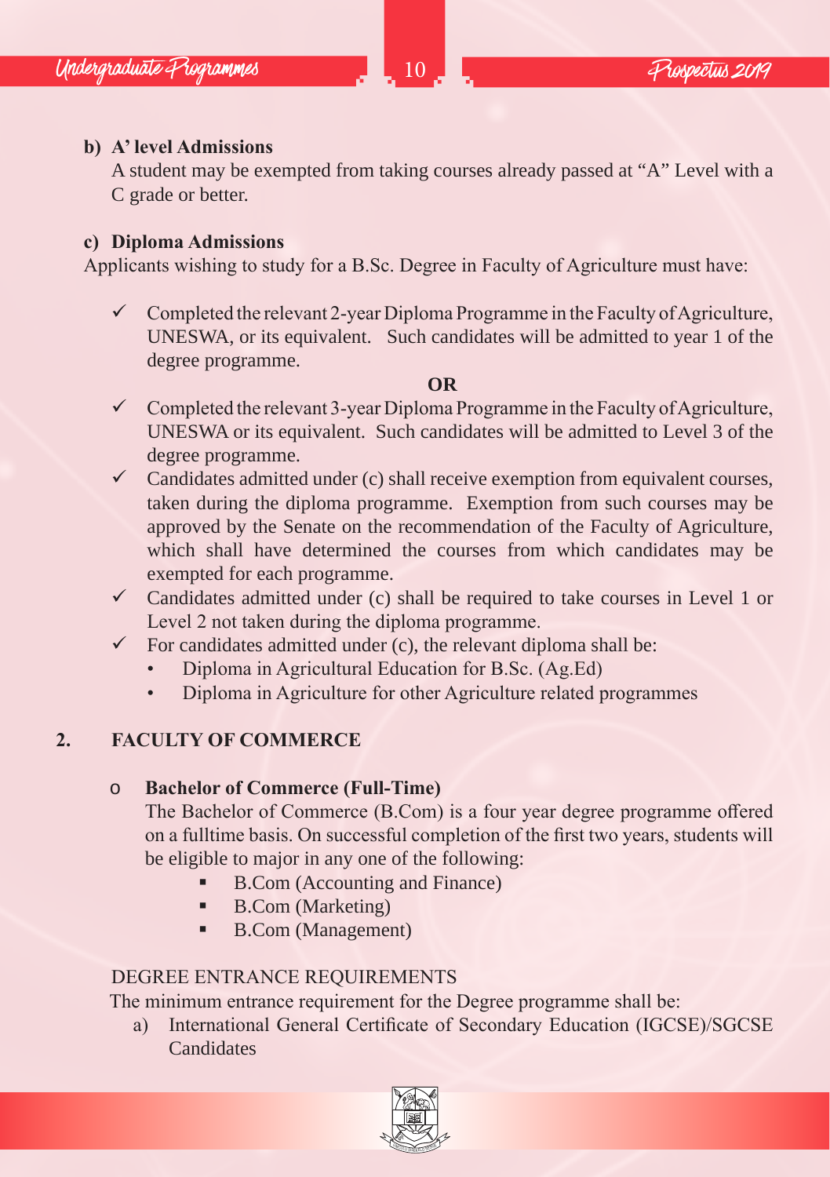**b) A' level Admissions**

A student may be exempted from taking courses already passed at "A" Level with a C grade or better.

**c) Diploma Admissions**

Applicants wishing to study for a B.Sc. Degree in Faculty of Agriculture must have:

- ✓ Completed the relevant 2-year Diploma Programme in the Faculty of Agriculture, UNESWA, or its equivalent. Such candidates will be admitted to year 1 of the degree programme.

**OR**

- ✓ Completed the relevant 3-year Diploma Programme in the Faculty of Agriculture, UNESWA or its equivalent. Such candidates will be admitted to Level 3 of the degree programme.
- ✓ Candidates admitted under (c) shall receive exemption from equivalent courses, taken during the diploma programme. Exemption from such courses may be approved by the Senate on the recommendation of the Faculty of Agriculture, which shall have determined the courses from which candidates may be exempted for each programme.
- ✓ Candidates admitted under (c) shall be required to take courses in Level 1 or Level 2 not taken during the diploma programme.
- ✓ For candidates admitted under (c), the relevant diploma shall be:
  - Diploma in Agricultural Education for B.Sc. (Ag.Ed)
  - Diploma in Agriculture for other Agriculture related programmes

## 2. FACULTY OF COMMERCE

- **Bachelor of Commerce (Full-Time)**

  The Bachelor of Commerce (B.Com) is a four year degree programme offered on a fulltime basis. On successful completion of the first two years, students will be eligible to major in any one of the following:
  - B.Com (Accounting and Finance)
  - B.Com (Marketing)
  - B.Com (Management)

DEGREE ENTRANCE REQUIREMENTS

The minimum entrance requirement for the Degree programme shall be:

a) International General Certificate of Secondary Education (IGCSE)/SGCSE Candidates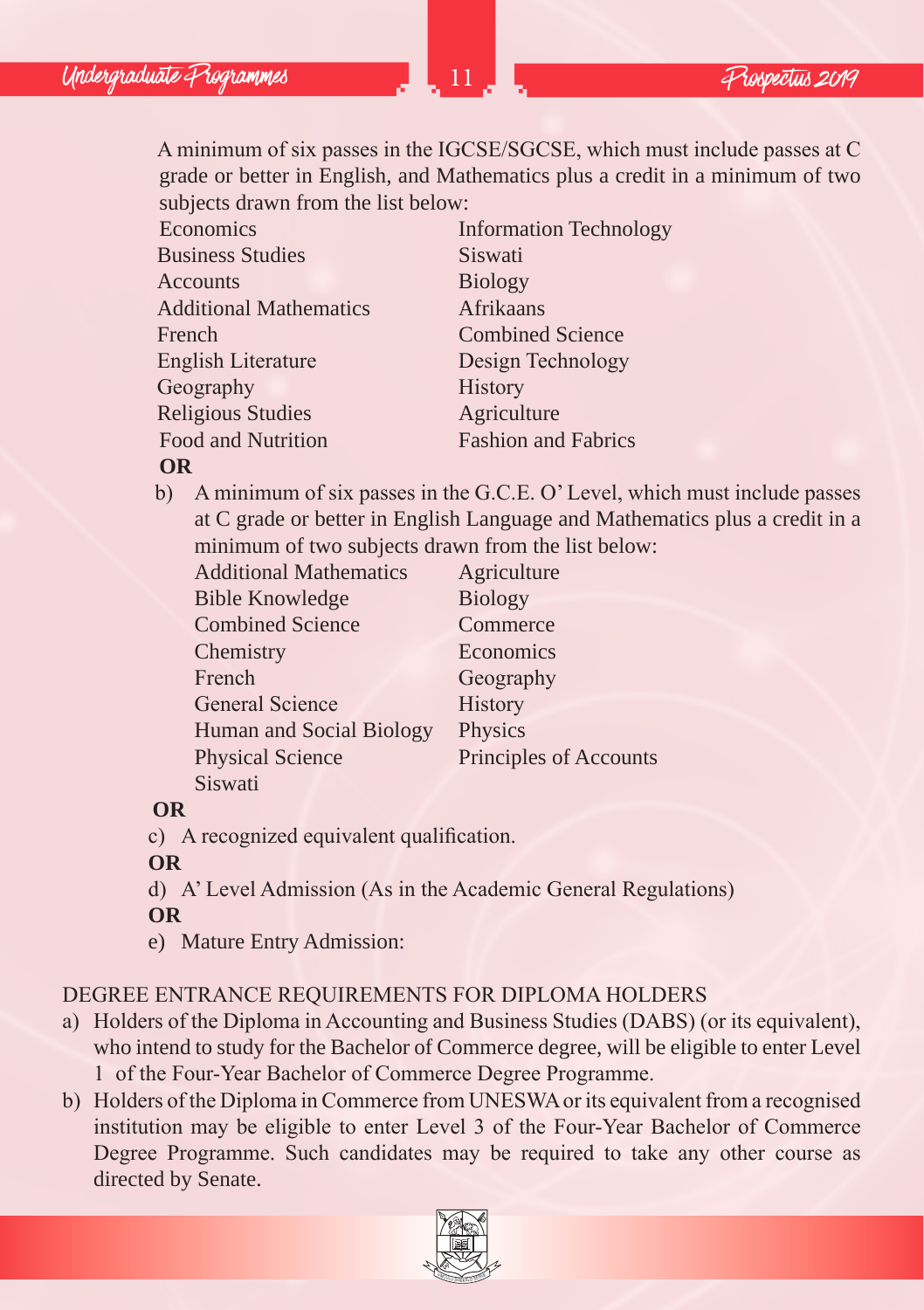A minimum of six passes in the IGCSE/SGCSE, which must include passes at C grade or better in English, and Mathematics plus a credit in a minimum of two subjects drawn from the list below:

| | |
|---|---|
| Economics | Information Technology |
| Business Studies | Siswati |
| Accounts | Biology |
| Additional Mathematics | Afrikaans |
| French | Combined Science |
| English Literature | Design Technology |
| Geography | History |
| Religious Studies | Agriculture |
| Food and Nutrition | Fashion and Fabrics |

**OR**

b) A minimum of six passes in the G.C.E. O' Level, which must include passes at C grade or better in English Language and Mathematics plus a credit in a minimum of two subjects drawn from the list below:

| | |
|---|---|
| Additional Mathematics | Agriculture |
| Bible Knowledge | Biology |
| Combined Science | Commerce |
| Chemistry | Economics |
| French | Geography |
| General Science | History |
| Human and Social Biology | Physics |
| Physical Science | Principles of Accounts |
| Siswati | |

**OR**

c) A recognized equivalent qualification.

**OR**

d) A' Level Admission (As in the Academic General Regulations)

**OR**

e) Mature Entry Admission:

DEGREE ENTRANCE REQUIREMENTS FOR DIPLOMA HOLDERS

a) Holders of the Diploma in Accounting and Business Studies (DABS) (or its equivalent), who intend to study for the Bachelor of Commerce degree, will be eligible to enter Level 1 of the Four-Year Bachelor of Commerce Degree Programme.

b) Holders of the Diploma in Commerce from UNESWA or its equivalent from a recognised institution may be eligible to enter Level 3 of the Four-Year Bachelor of Commerce Degree Programme. Such candidates may be required to take any other course as directed by Senate.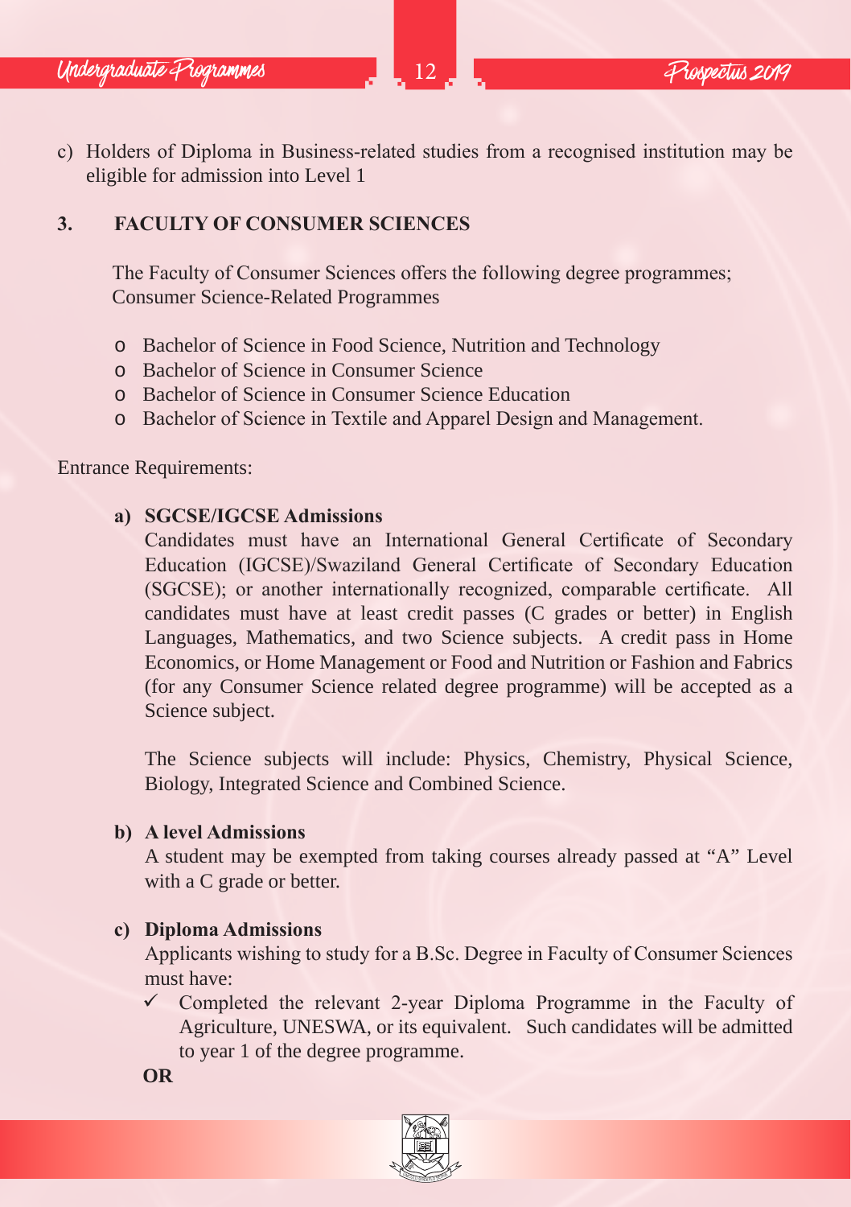c) Holders of Diploma in Business-related studies from a recognised institution may be eligible for admission into Level 1

## 3. FACULTY OF CONSUMER SCIENCES

The Faculty of Consumer Sciences offers the following degree programmes; Consumer Science-Related Programmes

- Bachelor of Science in Food Science, Nutrition and Technology
- Bachelor of Science in Consumer Science
- Bachelor of Science in Consumer Science Education
- Bachelor of Science in Textile and Apparel Design and Management.

Entrance Requirements:

**a) SGCSE/IGCSE Admissions**

Candidates must have an International General Certificate of Secondary Education (IGCSE)/Swaziland General Certificate of Secondary Education (SGCSE); or another internationally recognized, comparable certificate. All candidates must have at least credit passes (C grades or better) in English Languages, Mathematics, and two Science subjects. A credit pass in Home Economics, or Home Management or Food and Nutrition or Fashion and Fabrics (for any Consumer Science related degree programme) will be accepted as a Science subject.

The Science subjects will include: Physics, Chemistry, Physical Science, Biology, Integrated Science and Combined Science.

**b) A level Admissions**

A student may be exempted from taking courses already passed at "A" Level with a C grade or better.

**c) Diploma Admissions**

Applicants wishing to study for a B.Sc. Degree in Faculty of Consumer Sciences must have:

- ✓ Completed the relevant 2-year Diploma Programme in the Faculty of Agriculture, UNESWA, or its equivalent. Such candidates will be admitted to year 1 of the degree programme.

**OR**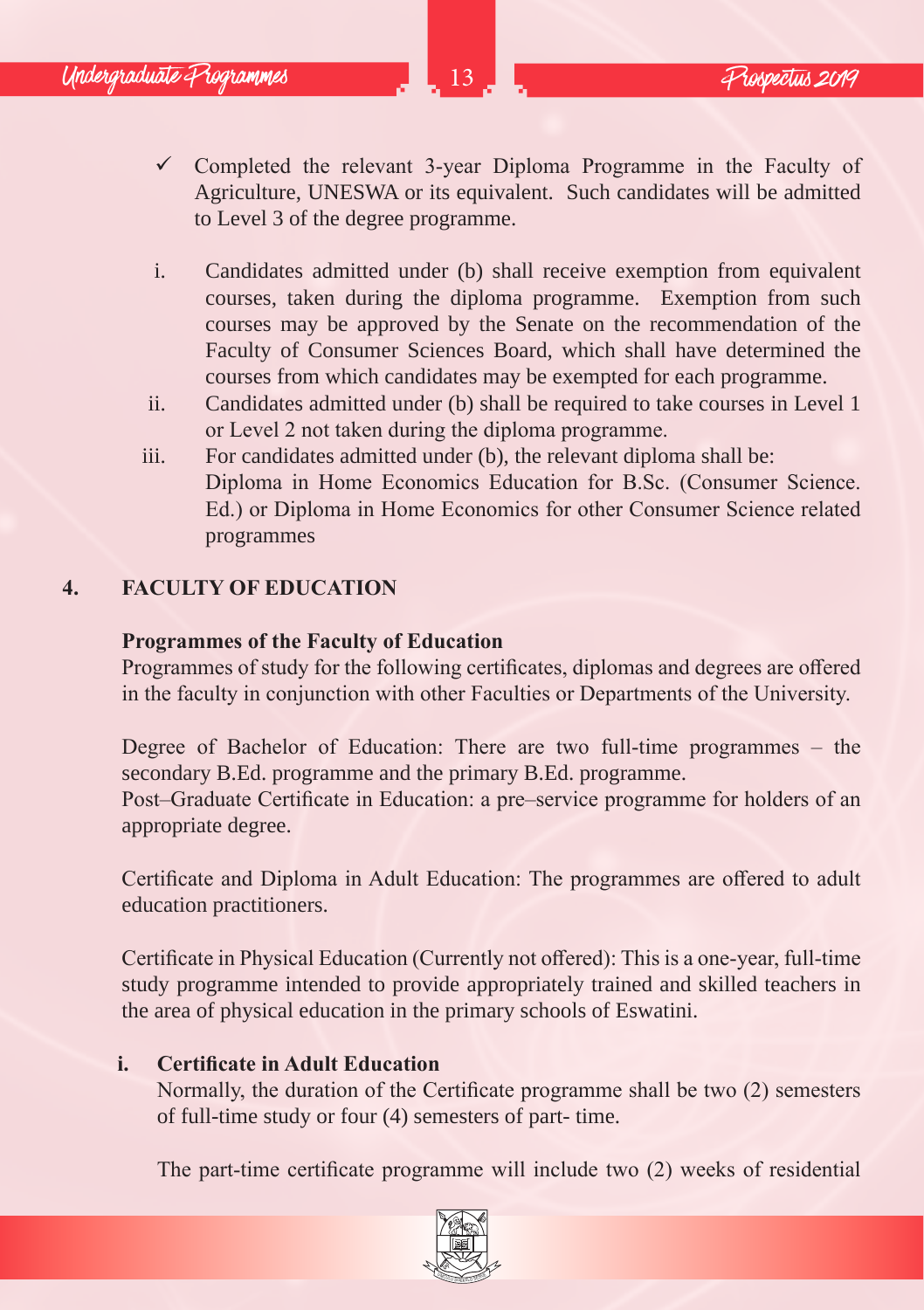- ✓ Completed the relevant 3-year Diploma Programme in the Faculty of Agriculture, UNESWA or its equivalent. Such candidates will be admitted to Level 3 of the degree programme.

i. Candidates admitted under (b) shall receive exemption from equivalent courses, taken during the diploma programme. Exemption from such courses may be approved by the Senate on the recommendation of the Faculty of Consumer Sciences Board, which shall have determined the courses from which candidates may be exempted for each programme.

ii. Candidates admitted under (b) shall be required to take courses in Level 1 or Level 2 not taken during the diploma programme.

iii. For candidates admitted under (b), the relevant diploma shall be:
Diploma in Home Economics Education for B.Sc. (Consumer Science. Ed.) or Diploma in Home Economics for other Consumer Science related programmes

## 4. FACULTY OF EDUCATION

**Programmes of the Faculty of Education**

Programmes of study for the following certificates, diplomas and degrees are offered in the faculty in conjunction with other Faculties or Departments of the University.

Degree of Bachelor of Education: There are two full-time programmes – the secondary B.Ed. programme and the primary B.Ed. programme.
Post–Graduate Certificate in Education: a pre–service programme for holders of an appropriate degree.

Certificate and Diploma in Adult Education: The programmes are offered to adult education practitioners.

Certificate in Physical Education (Currently not offered): This is a one-year, full-time study programme intended to provide appropriately trained and skilled teachers in the area of physical education in the primary schools of Eswatini.

**i. Certificate in Adult Education**

Normally, the duration of the Certificate programme shall be two (2) semesters of full-time study or four (4) semesters of part- time.

The part-time certificate programme will include two (2) weeks of residential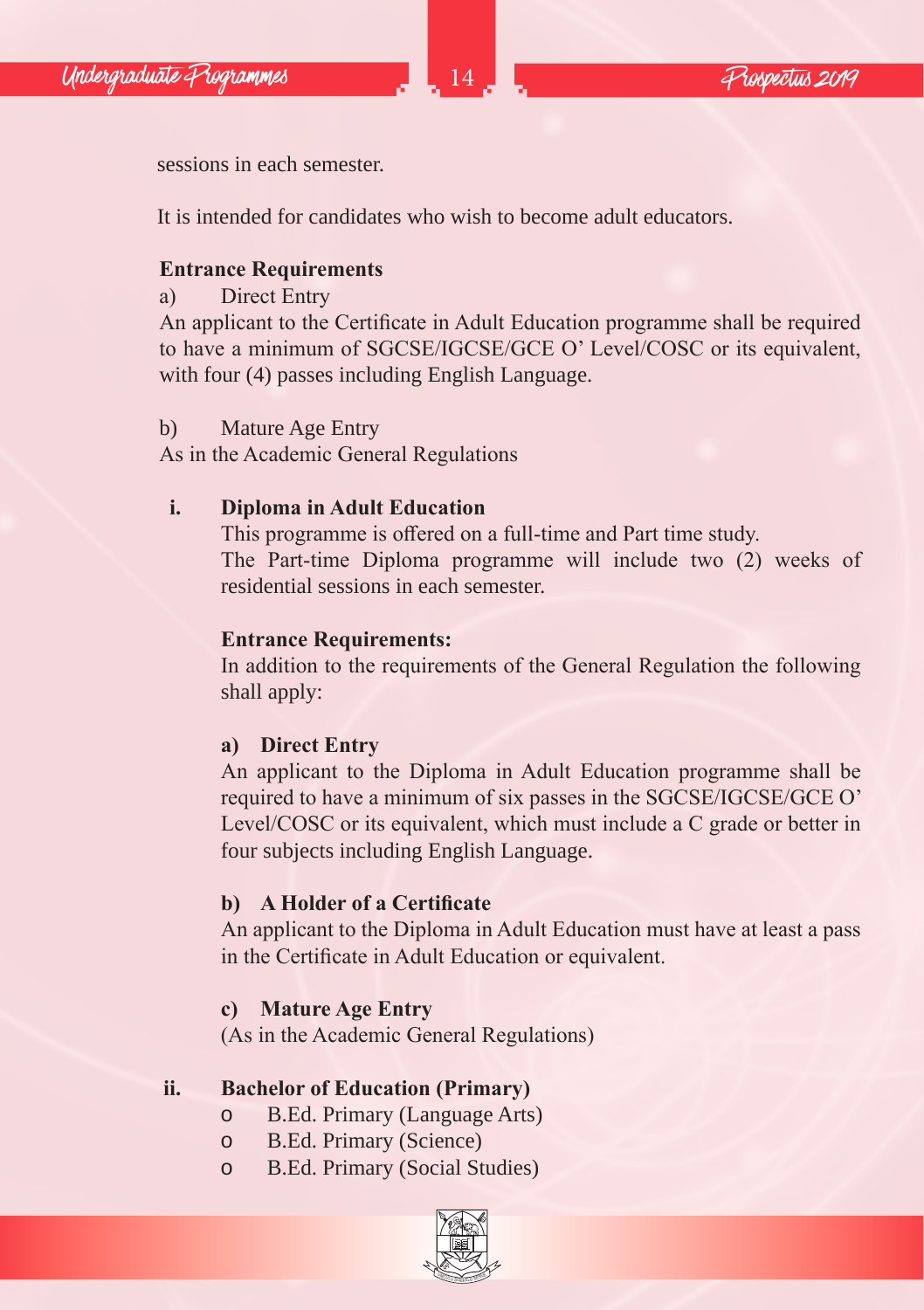sessions in each semester.

It is intended for candidates who wish to become adult educators.

**Entrance Requirements**

a) Direct Entry

An applicant to the Certificate in Adult Education programme shall be required to have a minimum of SGCSE/IGCSE/GCE O' Level/COSC or its equivalent, with four (4) passes including English Language.

b) Mature Age Entry

As in the Academic General Regulations

**i. Diploma in Adult Education**

This programme is offered on a full-time and Part time study.

The Part-time Diploma programme will include two (2) weeks of residential sessions in each semester.

**Entrance Requirements:**

In addition to the requirements of the General Regulation the following shall apply:

**a) Direct Entry**

An applicant to the Diploma in Adult Education programme shall be required to have a minimum of six passes in the SGCSE/IGCSE/GCE O' Level/COSC or its equivalent, which must include a C grade or better in four subjects including English Language.

**b) A Holder of a Certificate**

An applicant to the Diploma in Adult Education must have at least a pass in the Certificate in Adult Education or equivalent.

**c) Mature Age Entry**

(As in the Academic General Regulations)

**ii. Bachelor of Education (Primary)**

- B.Ed. Primary (Language Arts)
- B.Ed. Primary (Science)
- B.Ed. Primary (Social Studies)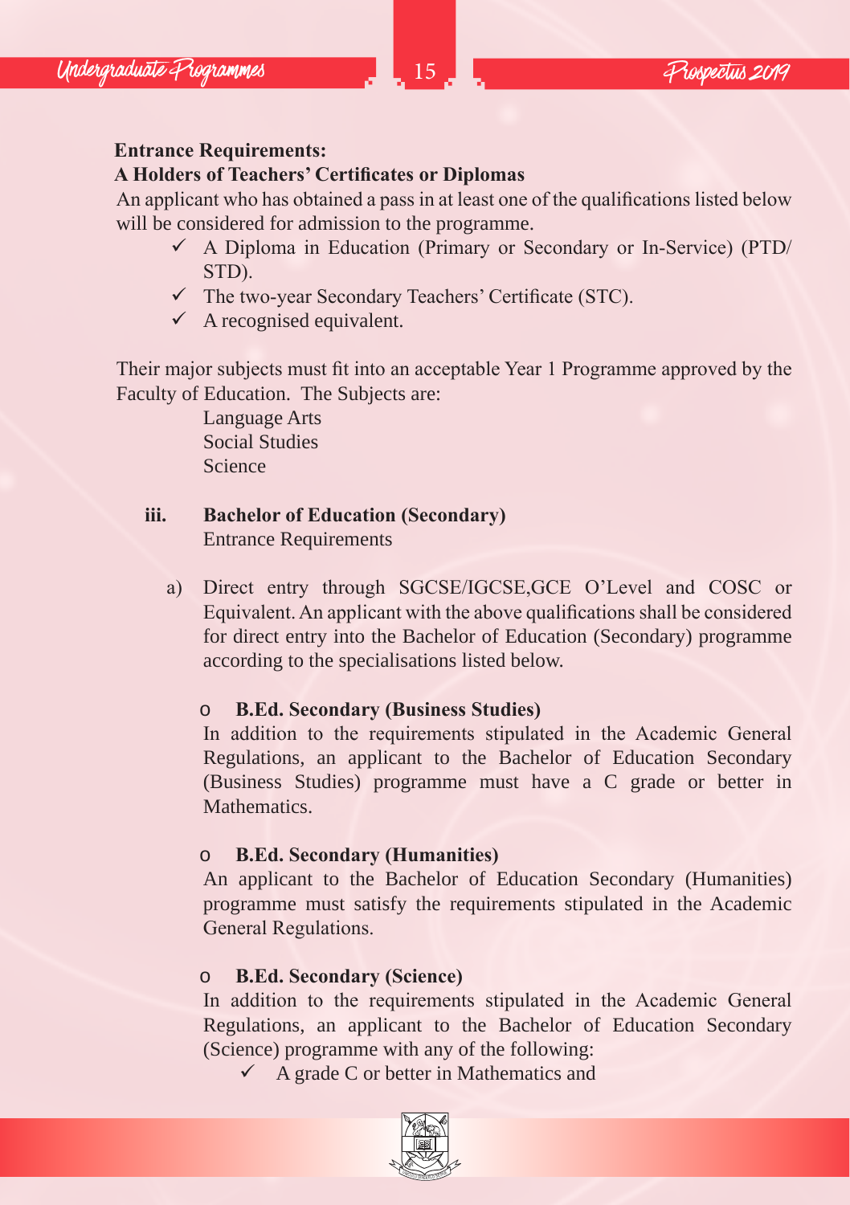**Entrance Requirements:**

**A Holders of Teachers' Certificates or Diplomas**

An applicant who has obtained a pass in at least one of the qualifications listed below will be considered for admission to the programme.

- ✓ A Diploma in Education (Primary or Secondary or In-Service) (PTD/STD).
- ✓ The two-year Secondary Teachers' Certificate (STC).
- ✓ A recognised equivalent.

Their major subjects must fit into an acceptable Year 1 Programme approved by the Faculty of Education. The Subjects are:

Language Arts
Social Studies
Science

**iii. Bachelor of Education (Secondary)**

Entrance Requirements

a) Direct entry through SGCSE/IGCSE,GCE O'Level and COSC or Equivalent. An applicant with the above qualifications shall be considered for direct entry into the Bachelor of Education (Secondary) programme according to the specialisations listed below.

- **B.Ed. Secondary (Business Studies)**

  In addition to the requirements stipulated in the Academic General Regulations, an applicant to the Bachelor of Education Secondary (Business Studies) programme must have a C grade or better in Mathematics.

- **B.Ed. Secondary (Humanities)**

  An applicant to the Bachelor of Education Secondary (Humanities) programme must satisfy the requirements stipulated in the Academic General Regulations.

- **B.Ed. Secondary (Science)**

  In addition to the requirements stipulated in the Academic General Regulations, an applicant to the Bachelor of Education Secondary (Science) programme with any of the following:

  - ✓ A grade C or better in Mathematics and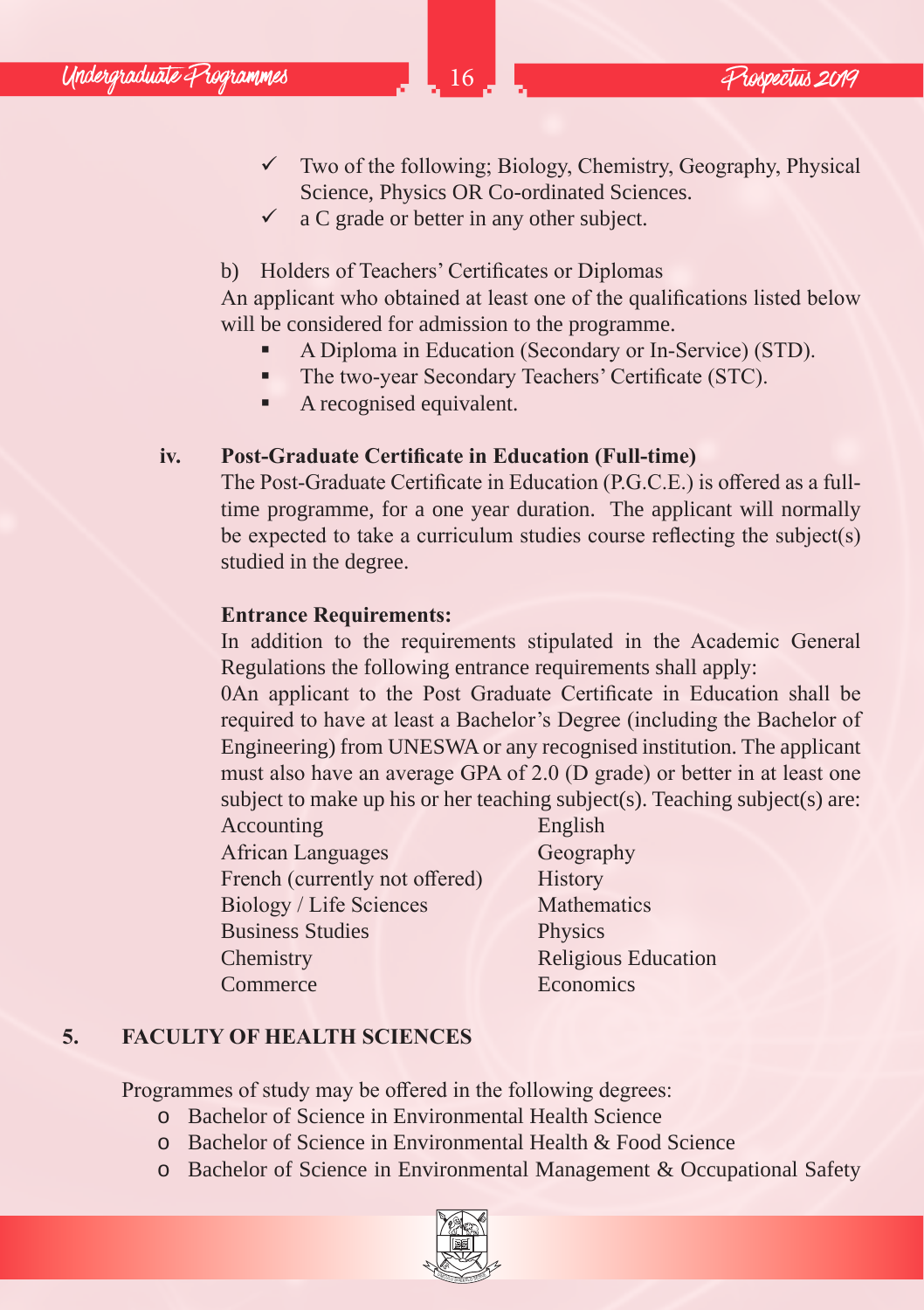- ✓ Two of the following; Biology, Chemistry, Geography, Physical Science, Physics OR Co-ordinated Sciences.
- ✓ a C grade or better in any other subject.

b) Holders of Teachers' Certificates or Diplomas

An applicant who obtained at least one of the qualifications listed below will be considered for admission to the programme.

- A Diploma in Education (Secondary or In-Service) (STD).
- The two-year Secondary Teachers' Certificate (STC).
- A recognised equivalent.

**iv. Post-Graduate Certificate in Education (Full-time)**

The Post-Graduate Certificate in Education (P.G.C.E.) is offered as a full-time programme, for a one year duration. The applicant will normally be expected to take a curriculum studies course reflecting the subject(s) studied in the degree.

**Entrance Requirements:**

In addition to the requirements stipulated in the Academic General Regulations the following entrance requirements shall apply:

0An applicant to the Post Graduate Certificate in Education shall be required to have at least a Bachelor's Degree (including the Bachelor of Engineering) from UNESWA or any recognised institution. The applicant must also have an average GPA of 2.0 (D grade) or better in at least one subject to make up his or her teaching subject(s). Teaching subject(s) are:

| | |
|---|---|
| Accounting | English |
| African Languages | Geography |
| French (currently not offered) | History |
| Biology / Life Sciences | Mathematics |
| Business Studies | Physics |
| Chemistry | Religious Education |
| Commerce | Economics |

## 5. FACULTY OF HEALTH SCIENCES

Programmes of study may be offered in the following degrees:

- Bachelor of Science in Environmental Health Science
- Bachelor of Science in Environmental Health & Food Science
- Bachelor of Science in Environmental Management & Occupational Safety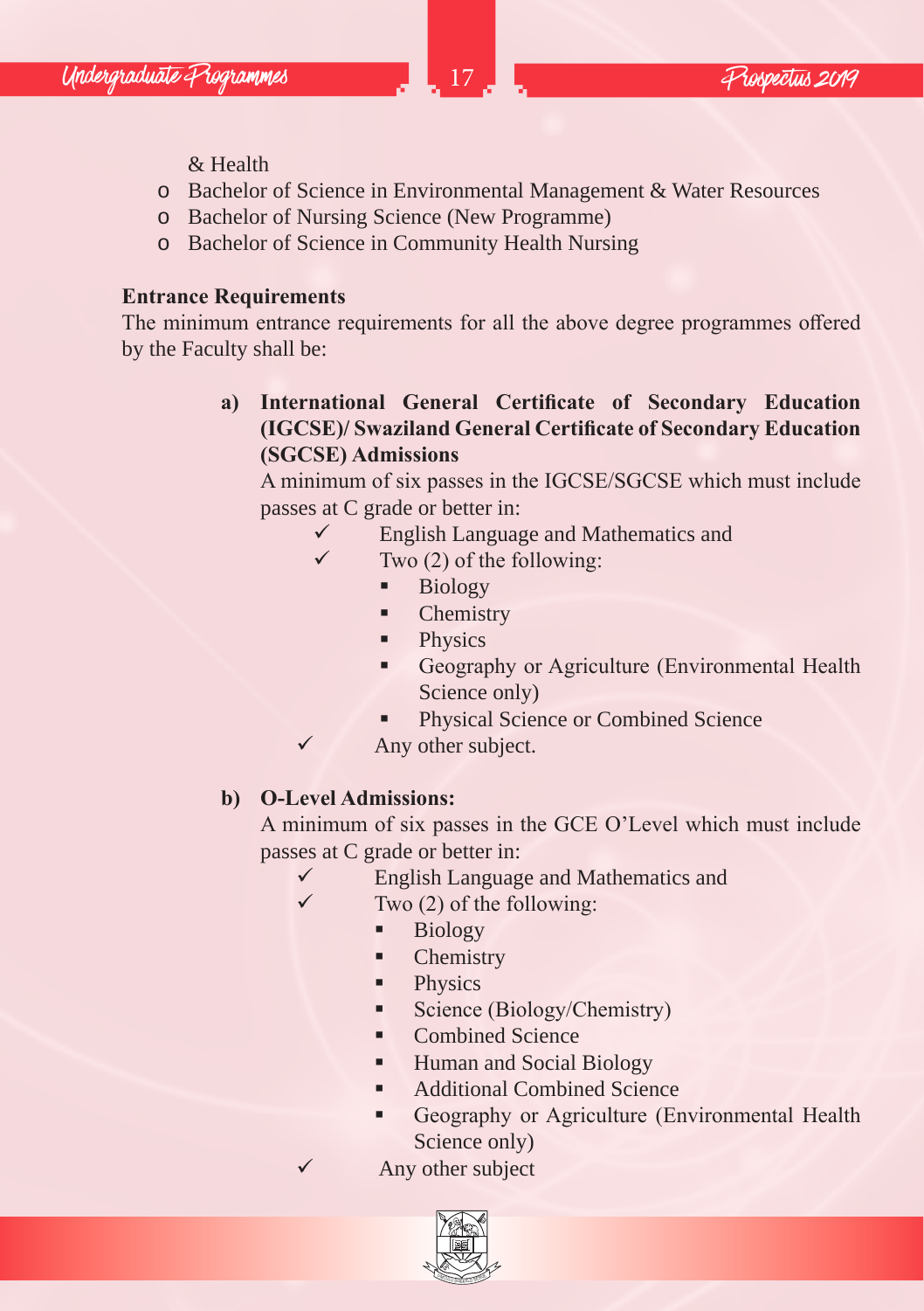& Health

- Bachelor of Science in Environmental Management & Water Resources
- Bachelor of Nursing Science (New Programme)
- Bachelor of Science in Community Health Nursing

**Entrance Requirements**

The minimum entrance requirements for all the above degree programmes offered by the Faculty shall be:

**a) International General Certificate of Secondary Education (IGCSE)/ Swaziland General Certificate of Secondary Education (SGCSE) Admissions**

A minimum of six passes in the IGCSE/SGCSE which must include passes at C grade or better in:

- ✓ English Language and Mathematics and
- ✓ Two (2) of the following:
  - Biology
  - Chemistry
  - Physics
  - Geography or Agriculture (Environmental Health Science only)
  - Physical Science or Combined Science
- ✓ Any other subject.

**b) O-Level Admissions:**

A minimum of six passes in the GCE O'Level which must include passes at C grade or better in:

- ✓ English Language and Mathematics and
- ✓ Two (2) of the following:
  - Biology
  - Chemistry
  - Physics
  - Science (Biology/Chemistry)
  - Combined Science
  - Human and Social Biology
  - Additional Combined Science
  - Geography or Agriculture (Environmental Health Science only)
- ✓ Any other subject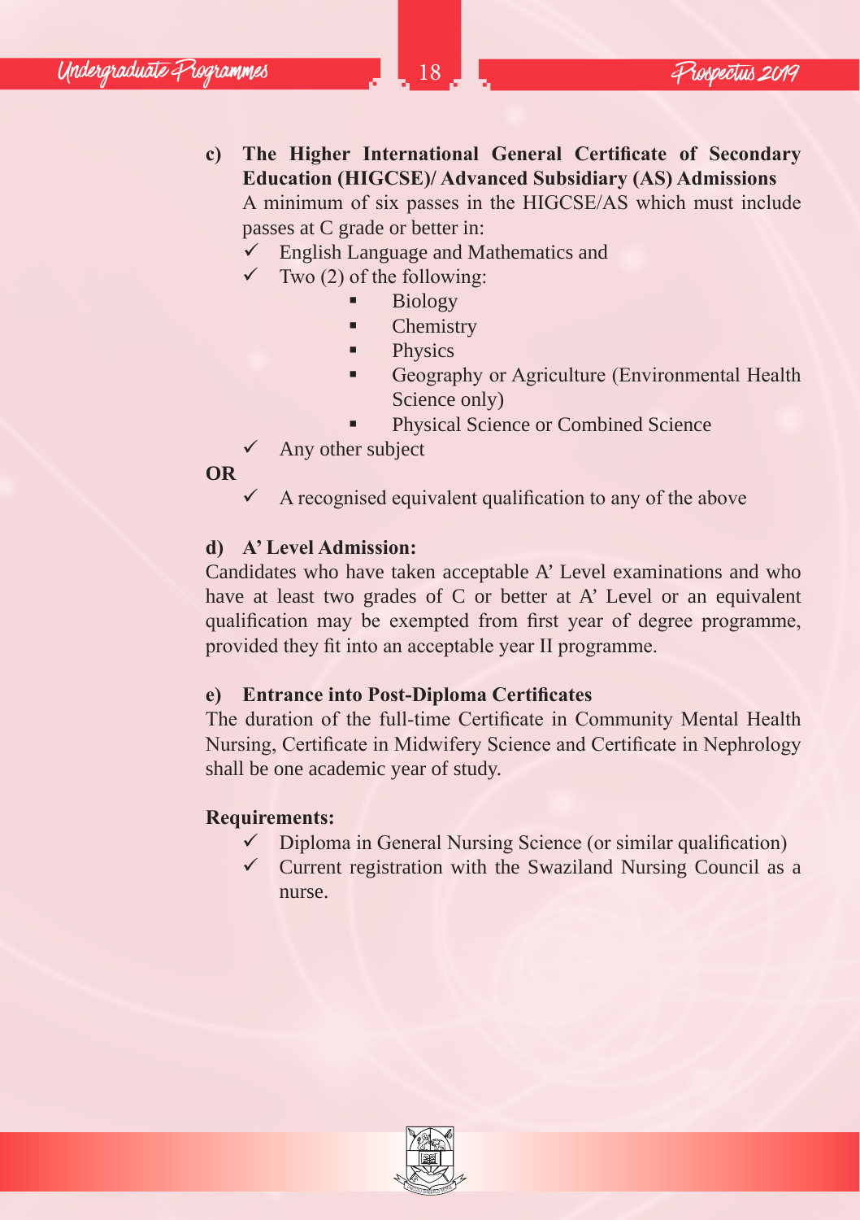**c) The Higher International General Certificate of Secondary Education (HIGCSE)/ Advanced Subsidiary (AS) Admissions**

A minimum of six passes in the HIGCSE/AS which must include passes at C grade or better in:

- ✓ English Language and Mathematics and
- ✓ Two (2) of the following:
  - Biology
  - Chemistry
  - Physics
  - Geography or Agriculture (Environmental Health Science only)
  - Physical Science or Combined Science
- ✓ Any other subject

**OR**

- ✓ A recognised equivalent qualification to any of the above

**d) A' Level Admission:**

Candidates who have taken acceptable A' Level examinations and who have at least two grades of C or better at A' Level or an equivalent qualification may be exempted from first year of degree programme, provided they fit into an acceptable year II programme.

**e) Entrance into Post-Diploma Certificates**

The duration of the full-time Certificate in Community Mental Health Nursing, Certificate in Midwifery Science and Certificate in Nephrology shall be one academic year of study.

**Requirements:**

- ✓ Diploma in General Nursing Science (or similar qualification)
- ✓ Current registration with the Swaziland Nursing Council as a nurse.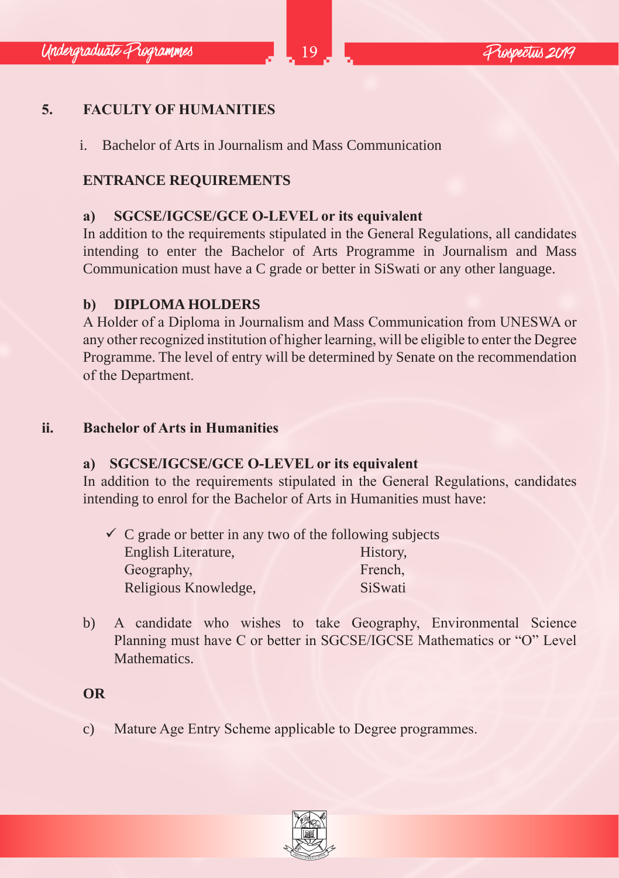## 5. FACULTY OF HUMANITIES

i. Bachelor of Arts in Journalism and Mass Communication

### ENTRANCE REQUIREMENTS

**a) SGCSE/IGCSE/GCE O-LEVEL or its equivalent**

In addition to the requirements stipulated in the General Regulations, all candidates intending to enter the Bachelor of Arts Programme in Journalism and Mass Communication must have a C grade or better in SiSwati or any other language.

**b) DIPLOMA HOLDERS**

A Holder of a Diploma in Journalism and Mass Communication from UNESWA or any other recognized institution of higher learning, will be eligible to enter the Degree Programme. The level of entry will be determined by Senate on the recommendation of the Department.

### ii. Bachelor of Arts in Humanities

**a) SGCSE/IGCSE/GCE O-LEVEL or its equivalent**

In addition to the requirements stipulated in the General Regulations, candidates intending to enrol for the Bachelor of Arts in Humanities must have:

- ✓ C grade or better in any two of the following subjects

| | |
|---|---|
| English Literature, | History, |
| Geography, | French, |
| Religious Knowledge, | SiSwati |

b) A candidate who wishes to take Geography, Environmental Science Planning must have C or better in SGCSE/IGCSE Mathematics or "O" Level Mathematics.

**OR**

c) Mature Age Entry Scheme applicable to Degree programmes.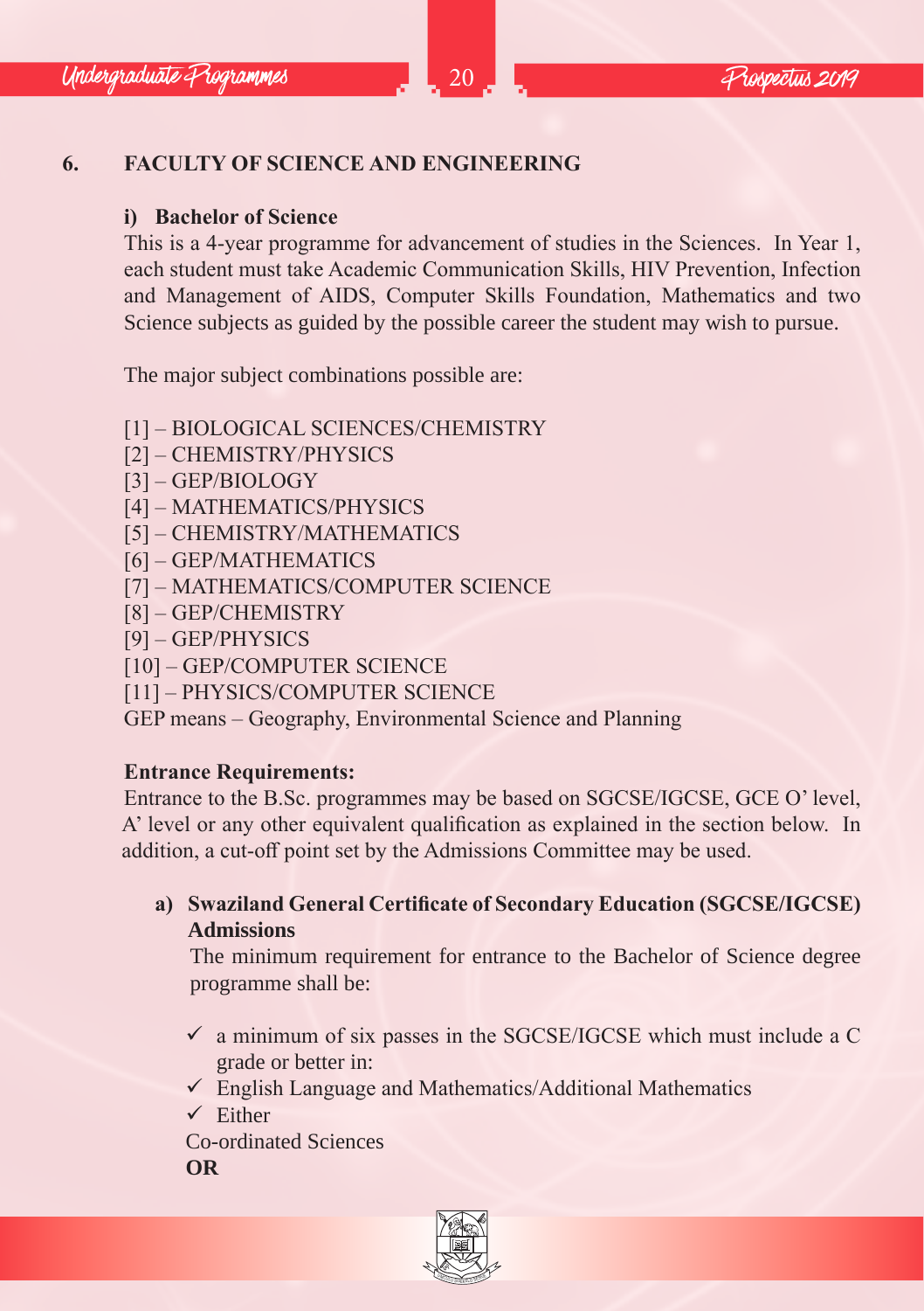## 6. FACULTY OF SCIENCE AND ENGINEERING

### i) Bachelor of Science

This is a 4-year programme for advancement of studies in the Sciences. In Year 1, each student must take Academic Communication Skills, HIV Prevention, Infection and Management of AIDS, Computer Skills Foundation, Mathematics and two Science subjects as guided by the possible career the student may wish to pursue.

The major subject combinations possible are:

[1] – BIOLOGICAL SCIENCES/CHEMISTRY
[2] – CHEMISTRY/PHYSICS
[3] – GEP/BIOLOGY
[4] – MATHEMATICS/PHYSICS
[5] – CHEMISTRY/MATHEMATICS
[6] – GEP/MATHEMATICS
[7] – MATHEMATICS/COMPUTER SCIENCE
[8] – GEP/CHEMISTRY
[9] – GEP/PHYSICS
[10] – GEP/COMPUTER SCIENCE
[11] – PHYSICS/COMPUTER SCIENCE
GEP means – Geography, Environmental Science and Planning

**Entrance Requirements:**

Entrance to the B.Sc. programmes may be based on SGCSE/IGCSE, GCE O' level, A' level or any other equivalent qualification as explained in the section below. In addition, a cut-off point set by the Admissions Committee may be used.

**a) Swaziland General Certificate of Secondary Education (SGCSE/IGCSE) Admissions**

The minimum requirement for entrance to the Bachelor of Science degree programme shall be:

- ✓ a minimum of six passes in the SGCSE/IGCSE which must include a C grade or better in:
- ✓ English Language and Mathematics/Additional Mathematics
- ✓ Either

Co-ordinated Sciences

**OR**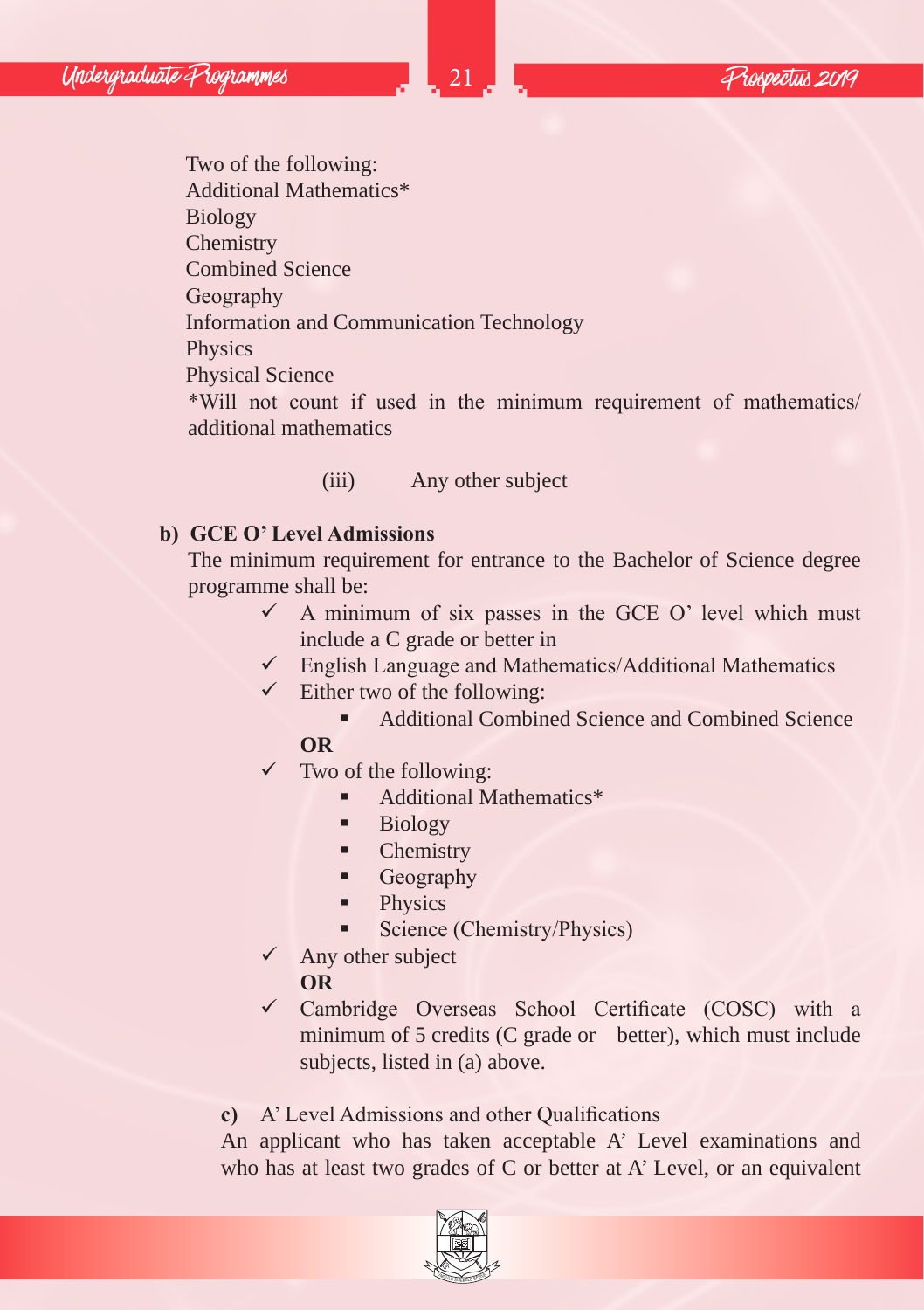Two of the following:
Additional Mathematics*
Biology
Chemistry
Combined Science
Geography
Information and Communication Technology
Physics
Physical Science
*Will not count if used in the minimum requirement of mathematics/ additional mathematics

(iii) Any other subject

**b) GCE O' Level Admissions**

The minimum requirement for entrance to the Bachelor of Science degree programme shall be:

- ✓ A minimum of six passes in the GCE O' level which must include a C grade or better in
- ✓ English Language and Mathematics/Additional Mathematics
- ✓ Either two of the following:
  - Additional Combined Science and Combined Science

  **OR**
- ✓ Two of the following:
  - Additional Mathematics*
  - Biology
  - Chemistry
  - Geography
  - Physics
  - Science (Chemistry/Physics)
- ✓ Any other subject

  **OR**
- ✓ Cambridge Overseas School Certificate (COSC) with a minimum of 5 credits (C grade or better), which must include subjects, listed in (a) above.

**c)** A' Level Admissions and other Qualifications

An applicant who has taken acceptable A' Level examinations and who has at least two grades of C or better at A' Level, or an equivalent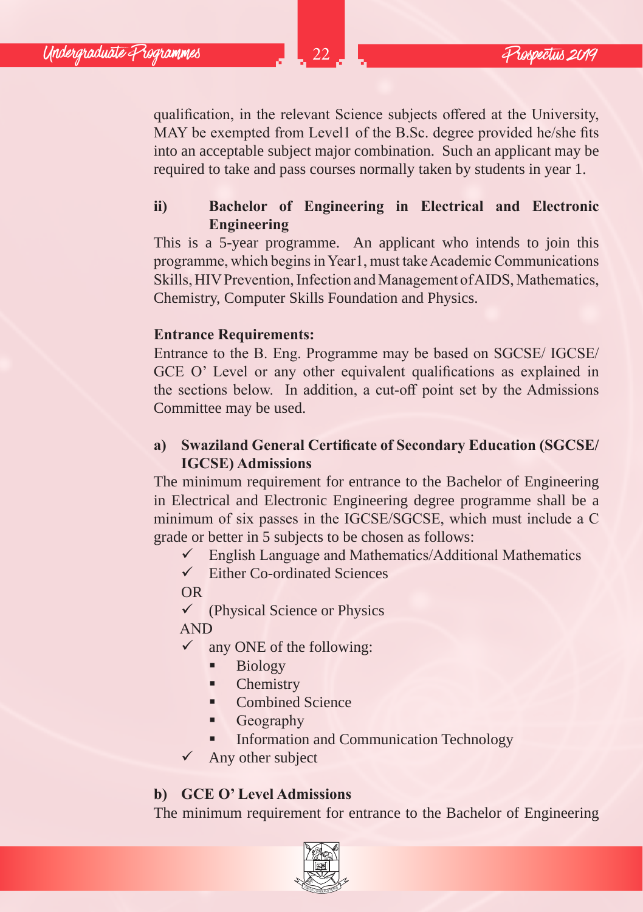qualification, in the relevant Science subjects offered at the University, MAY be exempted from Level1 of the B.Sc. degree provided he/she fits into an acceptable subject major combination. Such an applicant may be required to take and pass courses normally taken by students in year 1.

**ii) Bachelor of Engineering in Electrical and Electronic Engineering**

This is a 5-year programme. An applicant who intends to join this programme, which begins in Year1, must take Academic Communications Skills, HIV Prevention, Infection and Management of AIDS, Mathematics, Chemistry, Computer Skills Foundation and Physics.

**Entrance Requirements:**

Entrance to the B. Eng. Programme may be based on SGCSE/ IGCSE/ GCE O' Level or any other equivalent qualifications as explained in the sections below. In addition, a cut-off point set by the Admissions Committee may be used.

**a) Swaziland General Certificate of Secondary Education (SGCSE/ IGCSE) Admissions**

The minimum requirement for entrance to the Bachelor of Engineering in Electrical and Electronic Engineering degree programme shall be a minimum of six passes in the IGCSE/SGCSE, which must include a C grade or better in 5 subjects to be chosen as follows:

- ✓ English Language and Mathematics/Additional Mathematics
- ✓ Either Co-ordinated Sciences

OR

- ✓ (Physical Science or Physics

AND

- ✓ any ONE of the following:
  - Biology
  - Chemistry
  - Combined Science
  - Geography
  - Information and Communication Technology
- ✓ Any other subject

**b) GCE O' Level Admissions**

The minimum requirement for entrance to the Bachelor of Engineering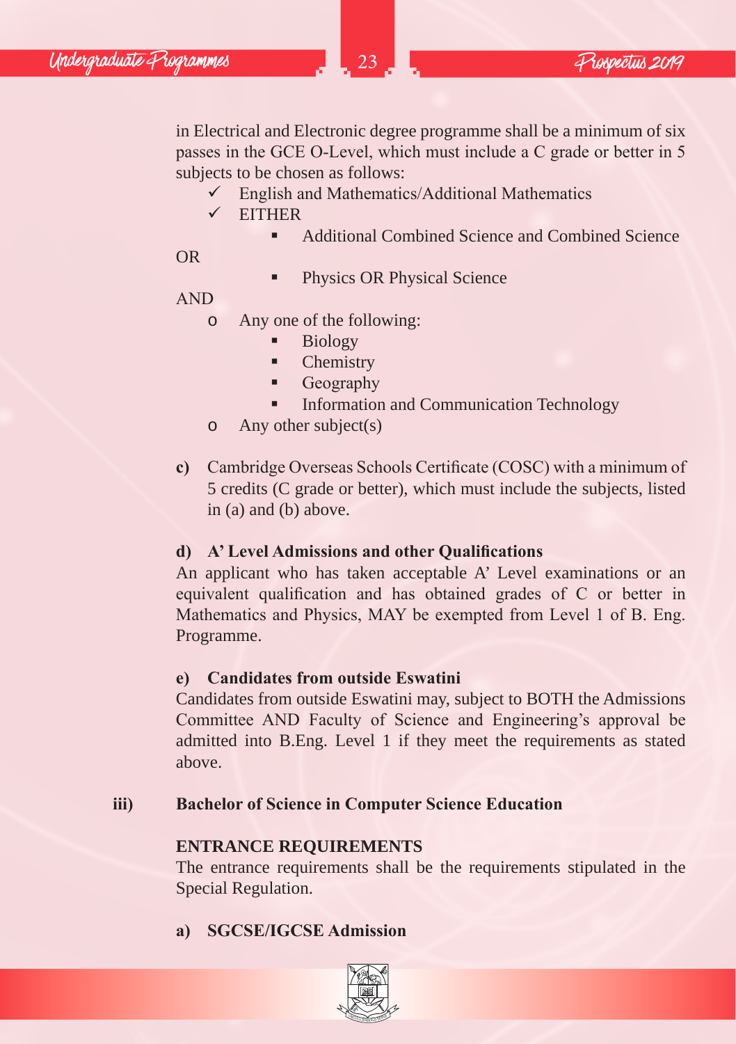in Electrical and Electronic degree programme shall be a minimum of six passes in the GCE O-Level, which must include a C grade or better in 5 subjects to be chosen as follows:

- ✓ English and Mathematics/Additional Mathematics
- ✓ EITHER
    - ▪ Additional Combined Science and Combined Science

OR

- ▪ Physics OR Physical Science

AND

- o Any one of the following:
    - ▪ Biology
    - ▪ Chemistry
    - ▪ Geography
    - ▪ Information and Communication Technology
- o Any other subject(s)

**c)** Cambridge Overseas Schools Certificate (COSC) with a minimum of 5 credits (C grade or better), which must include the subjects, listed in (a) and (b) above.

**d) A' Level Admissions and other Qualifications**

An applicant who has taken acceptable A' Level examinations or an equivalent qualification and has obtained grades of C or better in Mathematics and Physics, MAY be exempted from Level 1 of B. Eng. Programme.

**e) Candidates from outside Eswatini**

Candidates from outside Eswatini may, subject to BOTH the Admissions Committee AND Faculty of Science and Engineering's approval be admitted into B.Eng. Level 1 if they meet the requirements as stated above.

## iii) Bachelor of Science in Computer Science Education

**ENTRANCE REQUIREMENTS**

The entrance requirements shall be the requirements stipulated in the Special Regulation.

**a) SGCSE/IGCSE Admission**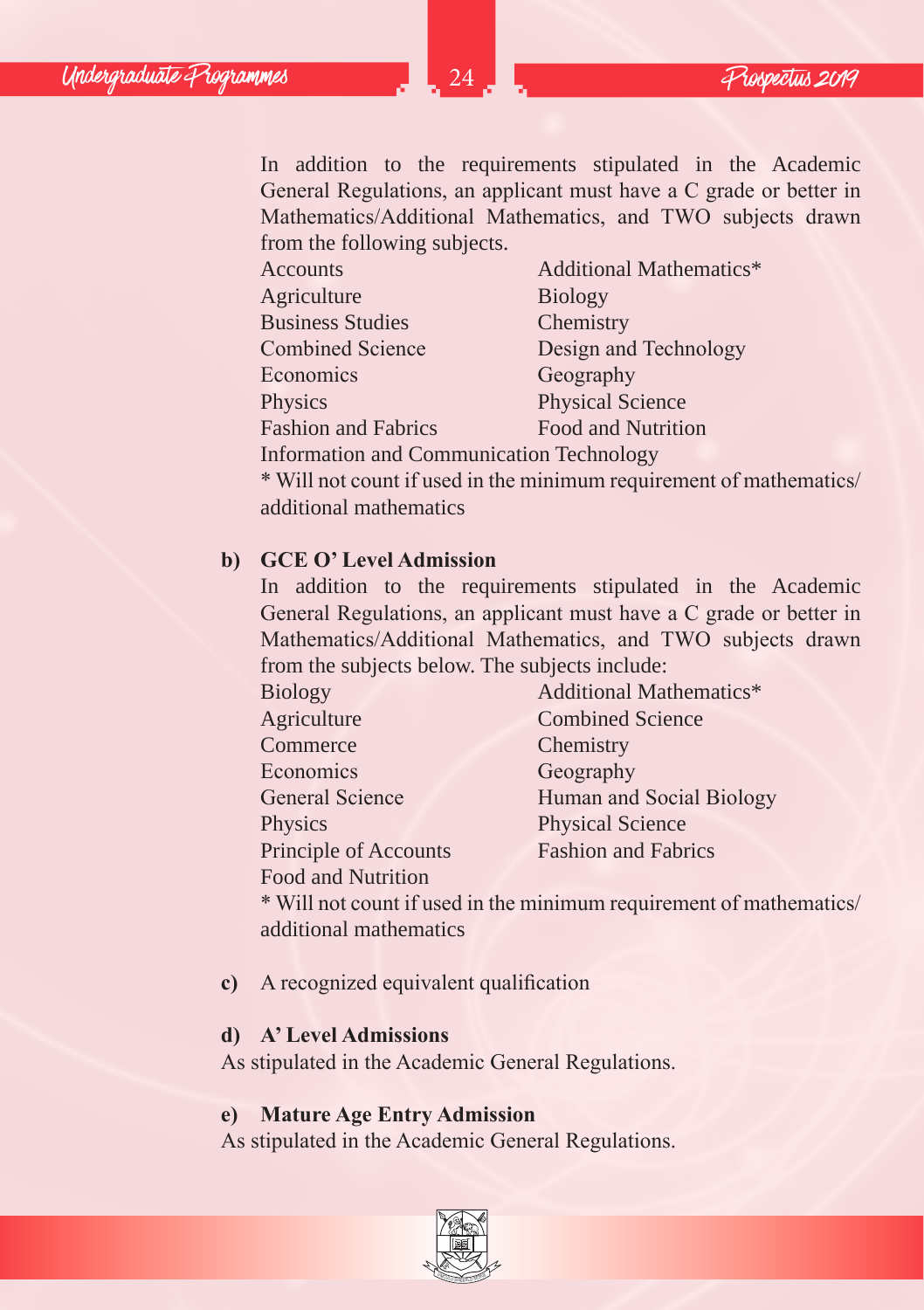In addition to the requirements stipulated in the Academic General Regulations, an applicant must have a C grade or better in Mathematics/Additional Mathematics, and TWO subjects drawn from the following subjects.

| | |
|---|---|
| Accounts | Additional Mathematics* |
| Agriculture | Biology |
| Business Studies | Chemistry |
| Combined Science | Design and Technology |
| Economics | Geography |
| Physics | Physical Science |
| Fashion and Fabrics | Food and Nutrition |
| Information and Communication Technology | |

* Will not count if used in the minimum requirement of mathematics/additional mathematics

**b) GCE O' Level Admission**

In addition to the requirements stipulated in the Academic General Regulations, an applicant must have a C grade or better in Mathematics/Additional Mathematics, and TWO subjects drawn from the subjects below. The subjects include:

| | |
|---|---|
| Biology | Additional Mathematics* |
| Agriculture | Combined Science |
| Commerce | Chemistry |
| Economics | Geography |
| General Science | Human and Social Biology |
| Physics | Physical Science |
| Principle of Accounts | Fashion and Fabrics |
| Food and Nutrition | |

* Will not count if used in the minimum requirement of mathematics/additional mathematics

**c)** A recognized equivalent qualification

**d) A' Level Admissions**

As stipulated in the Academic General Regulations.

**e) Mature Age Entry Admission**

As stipulated in the Academic General Regulations.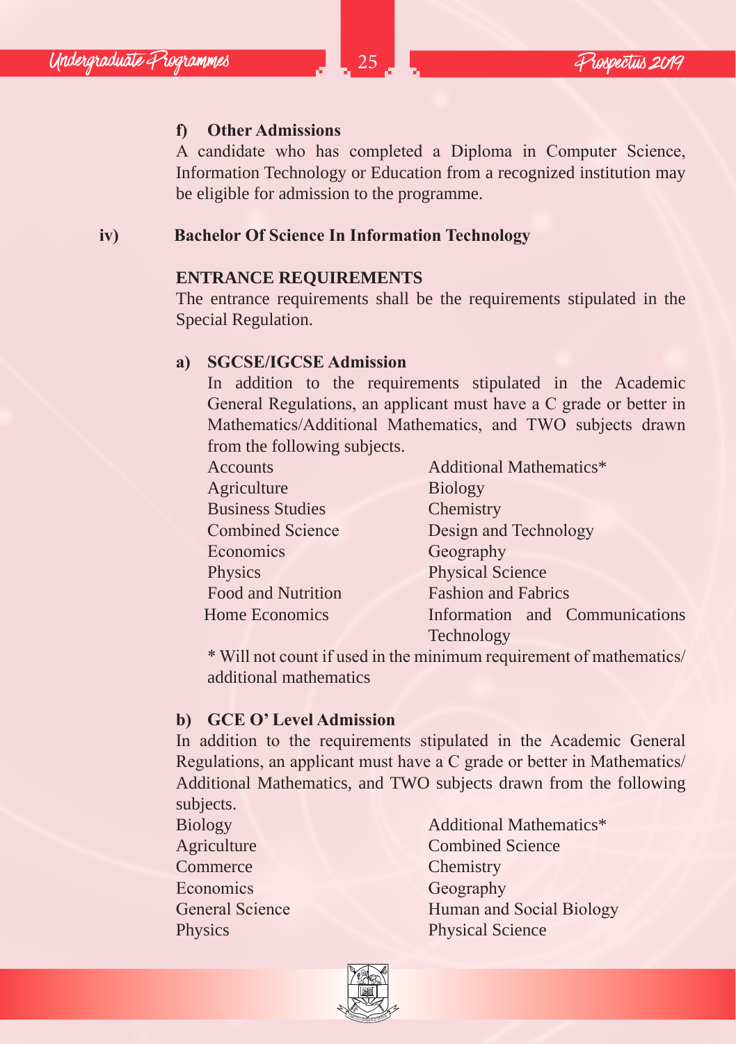**f) Other Admissions**

A candidate who has completed a Diploma in Computer Science, Information Technology or Education from a recognized institution may be eligible for admission to the programme.

**iv) Bachelor Of Science In Information Technology**

**ENTRANCE REQUIREMENTS**

The entrance requirements shall be the requirements stipulated in the Special Regulation.

**a) SGCSE/IGCSE Admission**

In addition to the requirements stipulated in the Academic General Regulations, an applicant must have a C grade or better in Mathematics/Additional Mathematics, and TWO subjects drawn from the following subjects.

| | |
|---|---|
| Accounts | Additional Mathematics* |
| Agriculture | Biology |
| Business Studies | Chemistry |
| Combined Science | Design and Technology |
| Economics | Geography |
| Physics | Physical Science |
| Food and Nutrition | Fashion and Fabrics |
| Home Economics | Information and Communications Technology |

* Will not count if used in the minimum requirement of mathematics/ additional mathematics

**b) GCE O' Level Admission**

In addition to the requirements stipulated in the Academic General Regulations, an applicant must have a C grade or better in Mathematics/ Additional Mathematics, and TWO subjects drawn from the following subjects.

| | |
|---|---|
| Biology | Additional Mathematics* |
| Agriculture | Combined Science |
| Commerce | Chemistry |
| Economics | Geography |
| General Science | Human and Social Biology |
| Physics | Physical Science |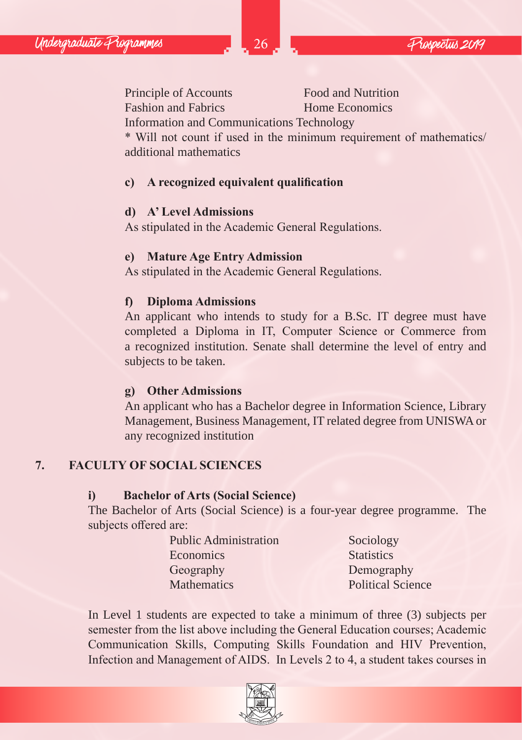Principle of Accounts
Food and Nutrition
Fashion and Fabrics
Home Economics
Information and Communications Technology

* Will not count if used in the minimum requirement of mathematics/ additional mathematics

**c) A recognized equivalent qualification**

**d) A' Level Admissions**

As stipulated in the Academic General Regulations.

**e) Mature Age Entry Admission**

As stipulated in the Academic General Regulations.

**f) Diploma Admissions**

An applicant who intends to study for a B.Sc. IT degree must have completed a Diploma in IT, Computer Science or Commerce from a recognized institution. Senate shall determine the level of entry and subjects to be taken.

**g) Other Admissions**

An applicant who has a Bachelor degree in Information Science, Library Management, Business Management, IT related degree from UNISWA or any recognized institution

## 7. FACULTY OF SOCIAL SCIENCES

### i) Bachelor of Arts (Social Science)

The Bachelor of Arts (Social Science) is a four-year degree programme. The subjects offered are:

Public Administration
Sociology
Economics
Statistics
Geography
Demography
Mathematics
Political Science

In Level 1 students are expected to take a minimum of three (3) subjects per semester from the list above including the General Education courses; Academic Communication Skills, Computing Skills Foundation and HIV Prevention, Infection and Management of AIDS. In Levels 2 to 4, a student takes courses in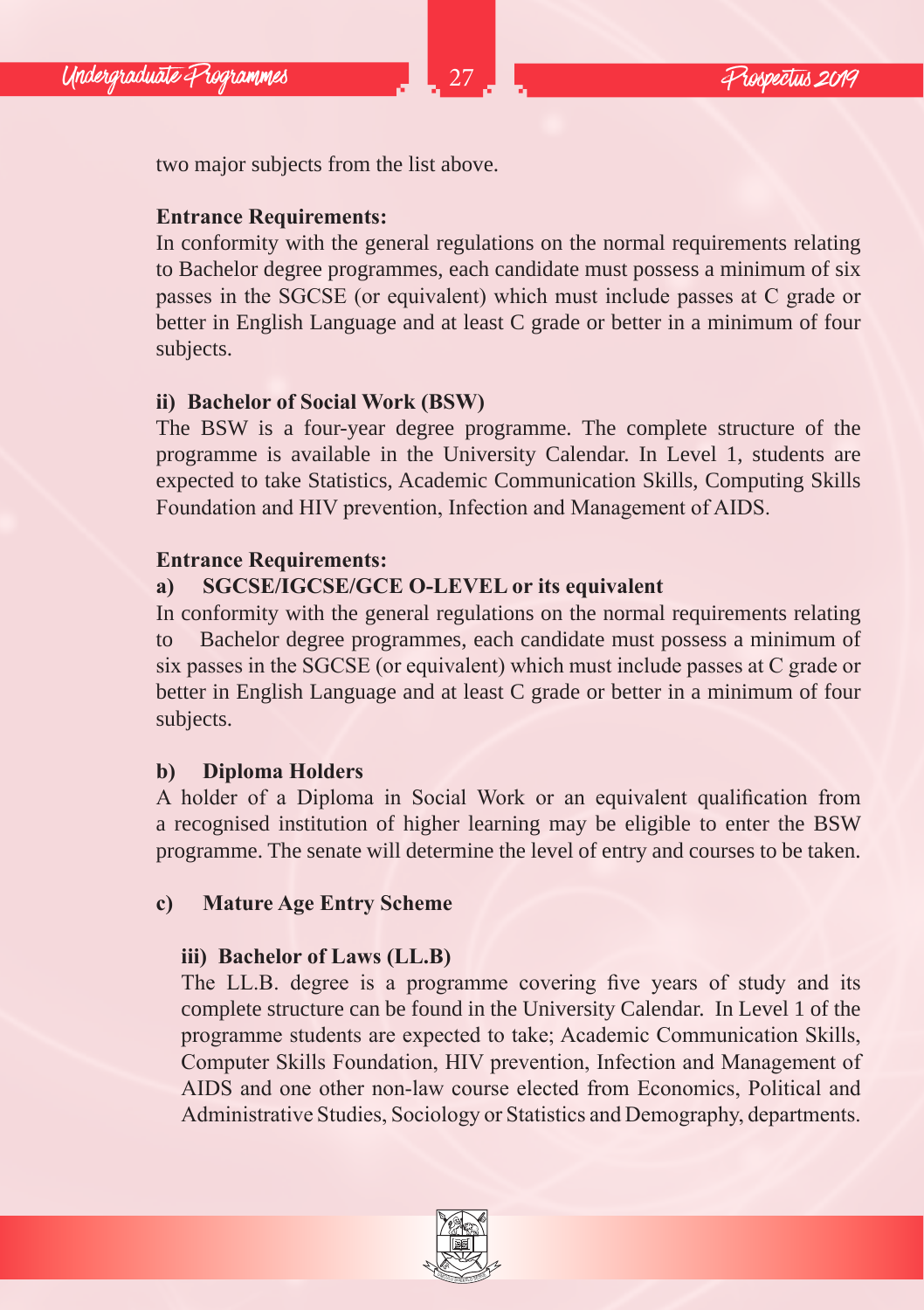two major subjects from the list above.

**Entrance Requirements:**

In conformity with the general regulations on the normal requirements relating to Bachelor degree programmes, each candidate must possess a minimum of six passes in the SGCSE (or equivalent) which must include passes at C grade or better in English Language and at least C grade or better in a minimum of four subjects.

**ii) Bachelor of Social Work (BSW)**

The BSW is a four-year degree programme. The complete structure of the programme is available in the University Calendar. In Level 1, students are expected to take Statistics, Academic Communication Skills, Computing Skills Foundation and HIV prevention, Infection and Management of AIDS.

**Entrance Requirements:**

**a) SGCSE/IGCSE/GCE O-LEVEL or its equivalent**

In conformity with the general regulations on the normal requirements relating to Bachelor degree programmes, each candidate must possess a minimum of six passes in the SGCSE (or equivalent) which must include passes at C grade or better in English Language and at least C grade or better in a minimum of four subjects.

**b) Diploma Holders**

A holder of a Diploma in Social Work or an equivalent qualification from a recognised institution of higher learning may be eligible to enter the BSW programme. The senate will determine the level of entry and courses to be taken.

**c) Mature Age Entry Scheme**

**iii) Bachelor of Laws (LL.B)**

The LL.B. degree is a programme covering five years of study and its complete structure can be found in the University Calendar. In Level 1 of the programme students are expected to take; Academic Communication Skills, Computer Skills Foundation, HIV prevention, Infection and Management of AIDS and one other non-law course elected from Economics, Political and Administrative Studies, Sociology or Statistics and Demography, departments.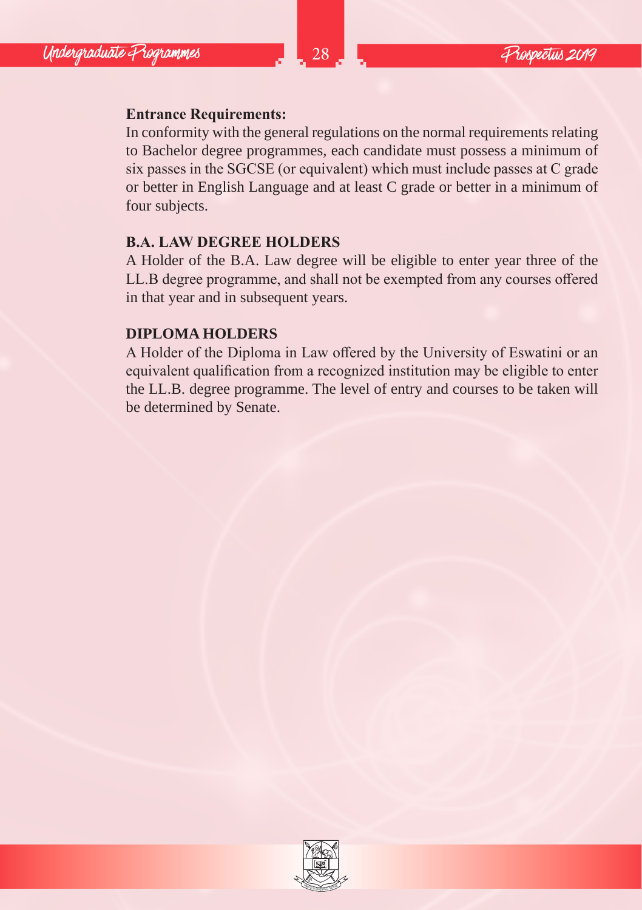**Entrance Requirements:**

In conformity with the general regulations on the normal requirements relating to Bachelor degree programmes, each candidate must possess a minimum of six passes in the SGCSE (or equivalent) which must include passes at C grade or better in English Language and at least C grade or better in a minimum of four subjects.

**B.A. LAW DEGREE HOLDERS**

A Holder of the B.A. Law degree will be eligible to enter year three of the LL.B degree programme, and shall not be exempted from any courses offered in that year and in subsequent years.

**DIPLOMA HOLDERS**

A Holder of the Diploma in Law offered by the University of Eswatini or an equivalent qualification from a recognized institution may be eligible to enter the LL.B. degree programme. The level of entry and courses to be taken will be determined by Senate.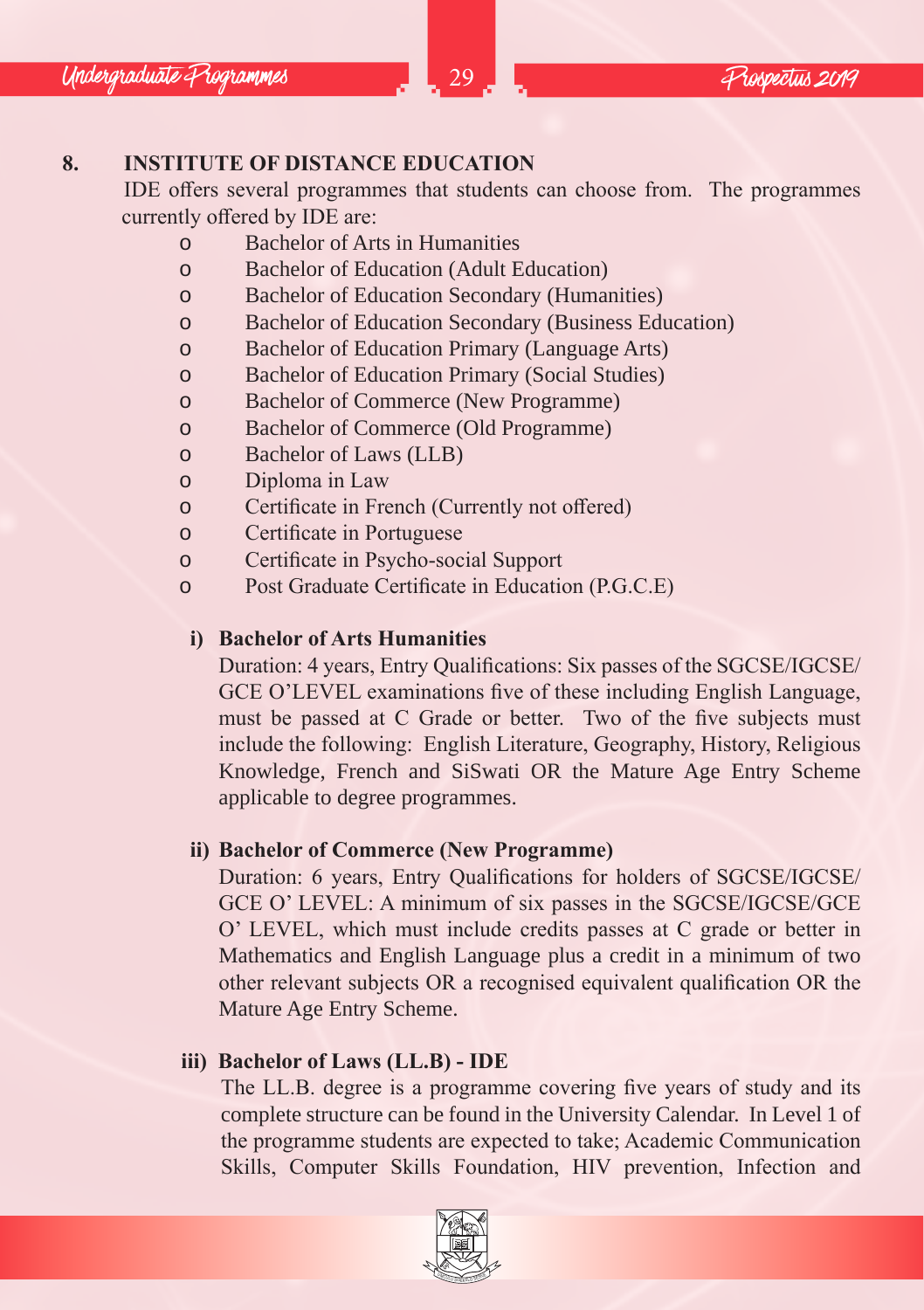## 8. INSTITUTE OF DISTANCE EDUCATION

IDE offers several programmes that students can choose from. The programmes currently offered by IDE are:

- Bachelor of Arts in Humanities
- Bachelor of Education (Adult Education)
- Bachelor of Education Secondary (Humanities)
- Bachelor of Education Secondary (Business Education)
- Bachelor of Education Primary (Language Arts)
- Bachelor of Education Primary (Social Studies)
- Bachelor of Commerce (New Programme)
- Bachelor of Commerce (Old Programme)
- Bachelor of Laws (LLB)
- Diploma in Law
- Certificate in French (Currently not offered)
- Certificate in Portuguese
- Certificate in Psycho-social Support
- Post Graduate Certificate in Education (P.G.C.E)

### i) Bachelor of Arts Humanities

Duration: 4 years, Entry Qualifications: Six passes of the SGCSE/IGCSE/GCE O'LEVEL examinations five of these including English Language, must be passed at C Grade or better. Two of the five subjects must include the following: English Literature, Geography, History, Religious Knowledge, French and SiSwati OR the Mature Age Entry Scheme applicable to degree programmes.

### ii) Bachelor of Commerce (New Programme)

Duration: 6 years, Entry Qualifications for holders of SGCSE/IGCSE/GCE O' LEVEL: A minimum of six passes in the SGCSE/IGCSE/GCE O' LEVEL, which must include credits passes at C grade or better in Mathematics and English Language plus a credit in a minimum of two other relevant subjects OR a recognised equivalent qualification OR the Mature Age Entry Scheme.

### iii) Bachelor of Laws (LL.B) - IDE

The LL.B. degree is a programme covering five years of study and its complete structure can be found in the University Calendar. In Level 1 of the programme students are expected to take; Academic Communication Skills, Computer Skills Foundation, HIV prevention, Infection and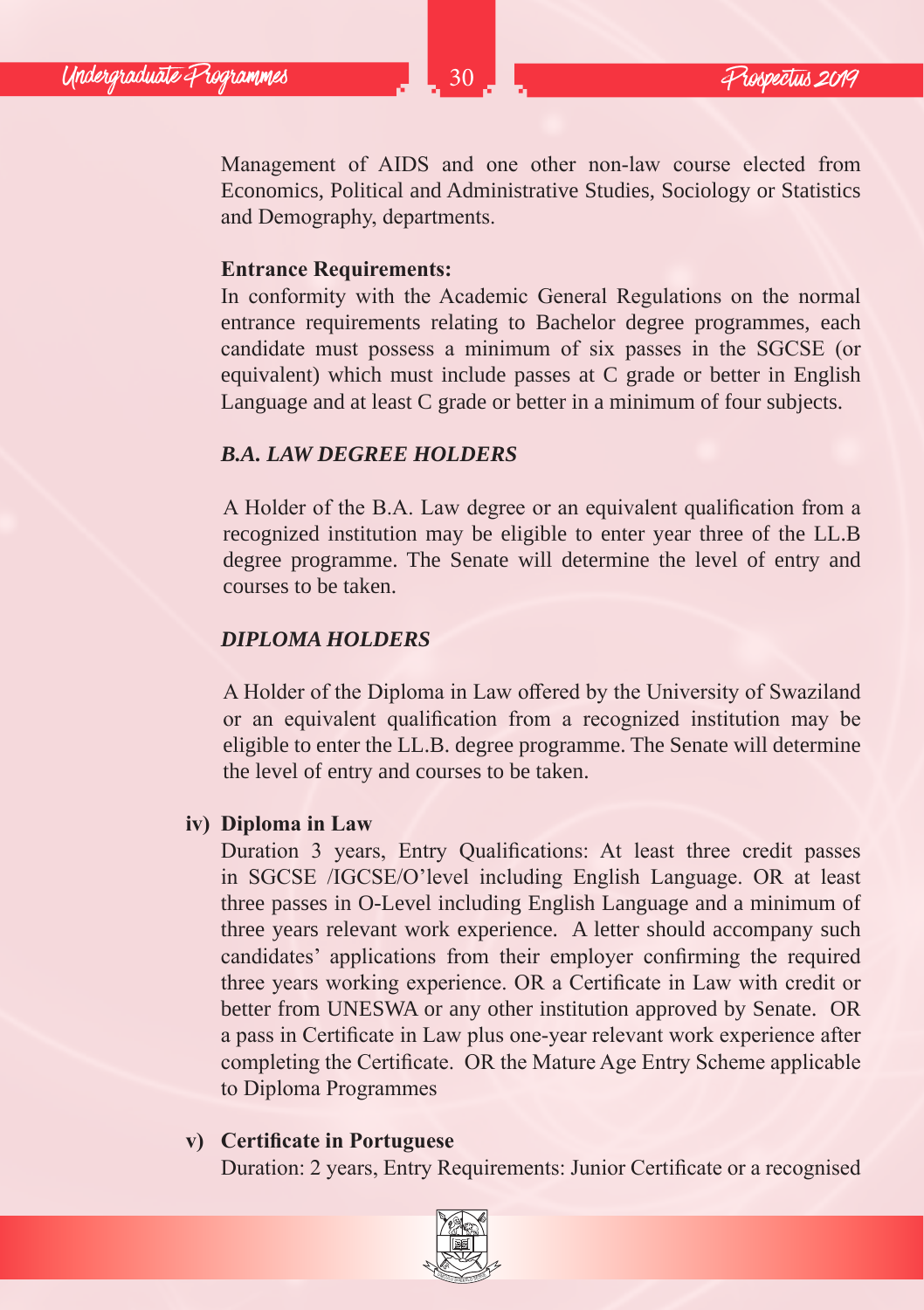Management of AIDS and one other non-law course elected from Economics, Political and Administrative Studies, Sociology or Statistics and Demography, departments.

**Entrance Requirements:**

In conformity with the Academic General Regulations on the normal entrance requirements relating to Bachelor degree programmes, each candidate must possess a minimum of six passes in the SGCSE (or equivalent) which must include passes at C grade or better in English Language and at least C grade or better in a minimum of four subjects.

***B.A. LAW DEGREE HOLDERS***

A Holder of the B.A. Law degree or an equivalent qualification from a recognized institution may be eligible to enter year three of the LL.B degree programme. The Senate will determine the level of entry and courses to be taken.

***DIPLOMA HOLDERS***

A Holder of the Diploma in Law offered by the University of Swaziland or an equivalent qualification from a recognized institution may be eligible to enter the LL.B. degree programme. The Senate will determine the level of entry and courses to be taken.

**iv) Diploma in Law**

Duration 3 years, Entry Qualifications: At least three credit passes in SGCSE /IGCSE/O'level including English Language. OR at least three passes in O-Level including English Language and a minimum of three years relevant work experience. A letter should accompany such candidates' applications from their employer confirming the required three years working experience. OR a Certificate in Law with credit or better from UNESWA or any other institution approved by Senate. OR a pass in Certificate in Law plus one-year relevant work experience after completing the Certificate. OR the Mature Age Entry Scheme applicable to Diploma Programmes

**v) Certificate in Portuguese**

Duration: 2 years, Entry Requirements: Junior Certificate or a recognised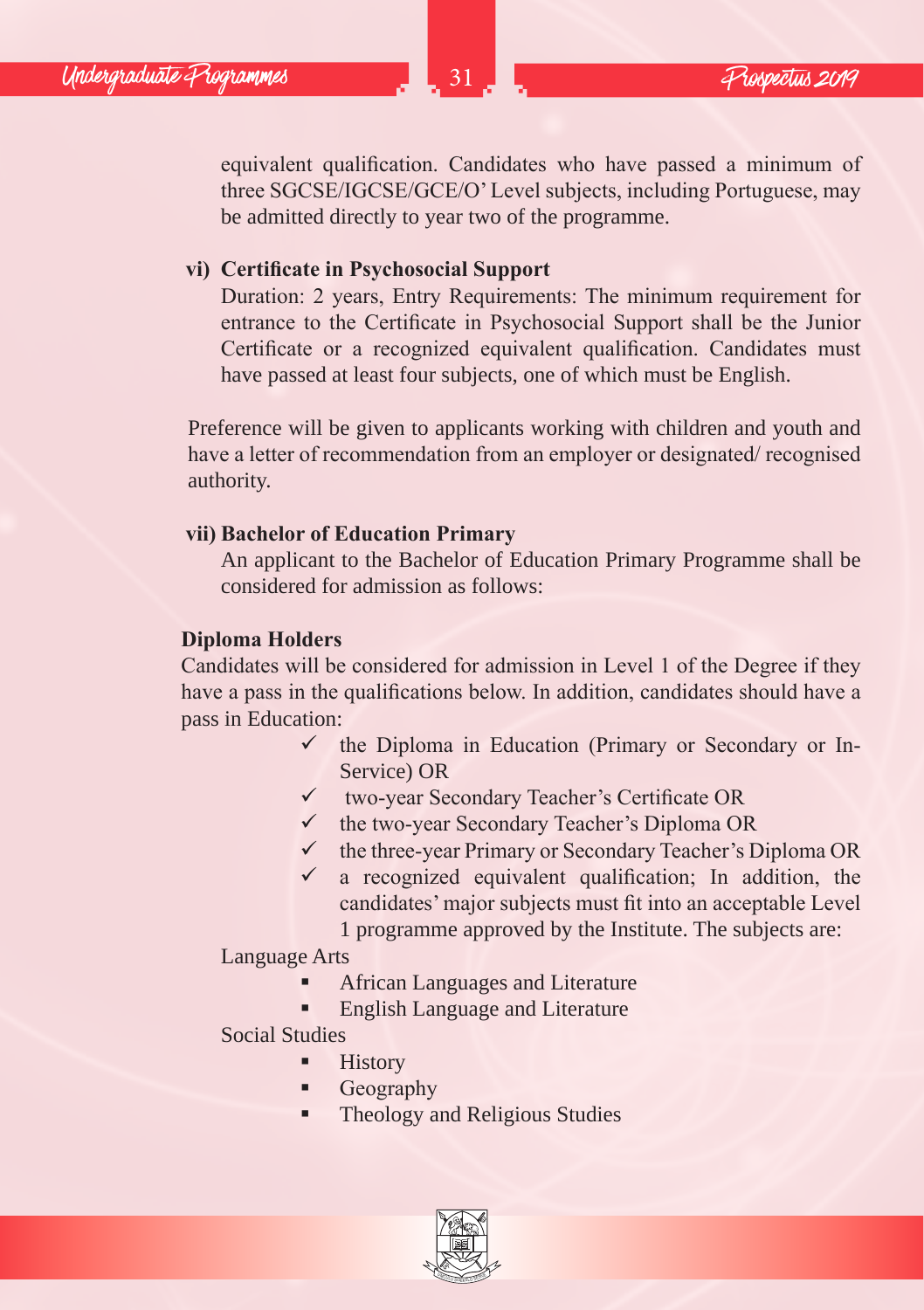equivalent qualification. Candidates who have passed a minimum of three SGCSE/IGCSE/GCE/O' Level subjects, including Portuguese, may be admitted directly to year two of the programme.

**vi) Certificate in Psychosocial Support**

Duration: 2 years, Entry Requirements: The minimum requirement for entrance to the Certificate in Psychosocial Support shall be the Junior Certificate or a recognized equivalent qualification. Candidates must have passed at least four subjects, one of which must be English.

Preference will be given to applicants working with children and youth and have a letter of recommendation from an employer or designated/ recognised authority.

**vii) Bachelor of Education Primary**

An applicant to the Bachelor of Education Primary Programme shall be considered for admission as follows:

**Diploma Holders**

Candidates will be considered for admission in Level 1 of the Degree if they have a pass in the qualifications below. In addition, candidates should have a pass in Education:

- ✓ the Diploma in Education (Primary or Secondary or In-Service) OR
- ✓ two-year Secondary Teacher's Certificate OR
- ✓ the two-year Secondary Teacher's Diploma OR
- ✓ the three-year Primary or Secondary Teacher's Diploma OR
- ✓ a recognized equivalent qualification; In addition, the candidates' major subjects must fit into an acceptable Level 1 programme approved by the Institute. The subjects are:

Language Arts

- African Languages and Literature
- English Language and Literature

Social Studies

- History
- Geography
- Theology and Religious Studies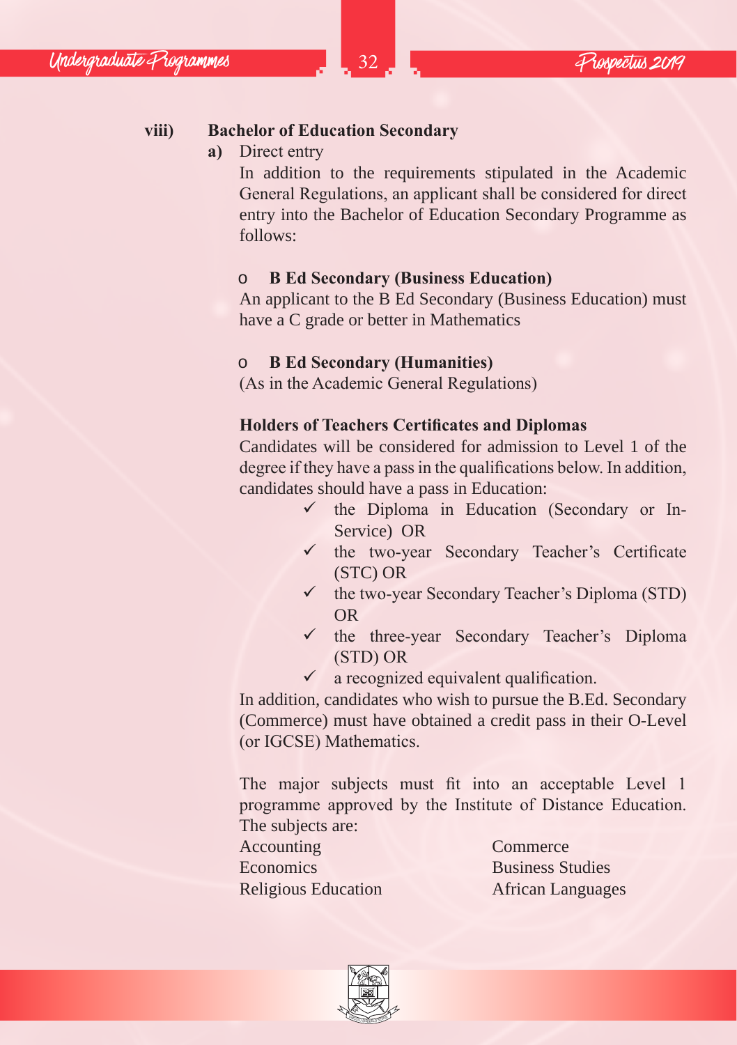### viii) Bachelor of Education Secondary

**a)** Direct entry

In addition to the requirements stipulated in the Academic General Regulations, an applicant shall be considered for direct entry into the Bachelor of Education Secondary Programme as follows:

- **B Ed Secondary (Business Education)**

An applicant to the B Ed Secondary (Business Education) must have a C grade or better in Mathematics

- **B Ed Secondary (Humanities)**

(As in the Academic General Regulations)

**Holders of Teachers Certificates and Diplomas**

Candidates will be considered for admission to Level 1 of the degree if they have a pass in the qualifications below. In addition, candidates should have a pass in Education:

- ✓ the Diploma in Education (Secondary or In-Service) OR
- ✓ the two-year Secondary Teacher's Certificate (STC) OR
- ✓ the two-year Secondary Teacher's Diploma (STD) OR
- ✓ the three-year Secondary Teacher's Diploma (STD) OR
- ✓ a recognized equivalent qualification.

In addition, candidates who wish to pursue the B.Ed. Secondary (Commerce) must have obtained a credit pass in their O-Level (or IGCSE) Mathematics.

The major subjects must fit into an acceptable Level 1 programme approved by the Institute of Distance Education. The subjects are:

| | |
|---|---|
| Accounting | Commerce |
| Economics | Business Studies |
| Religious Education | African Languages |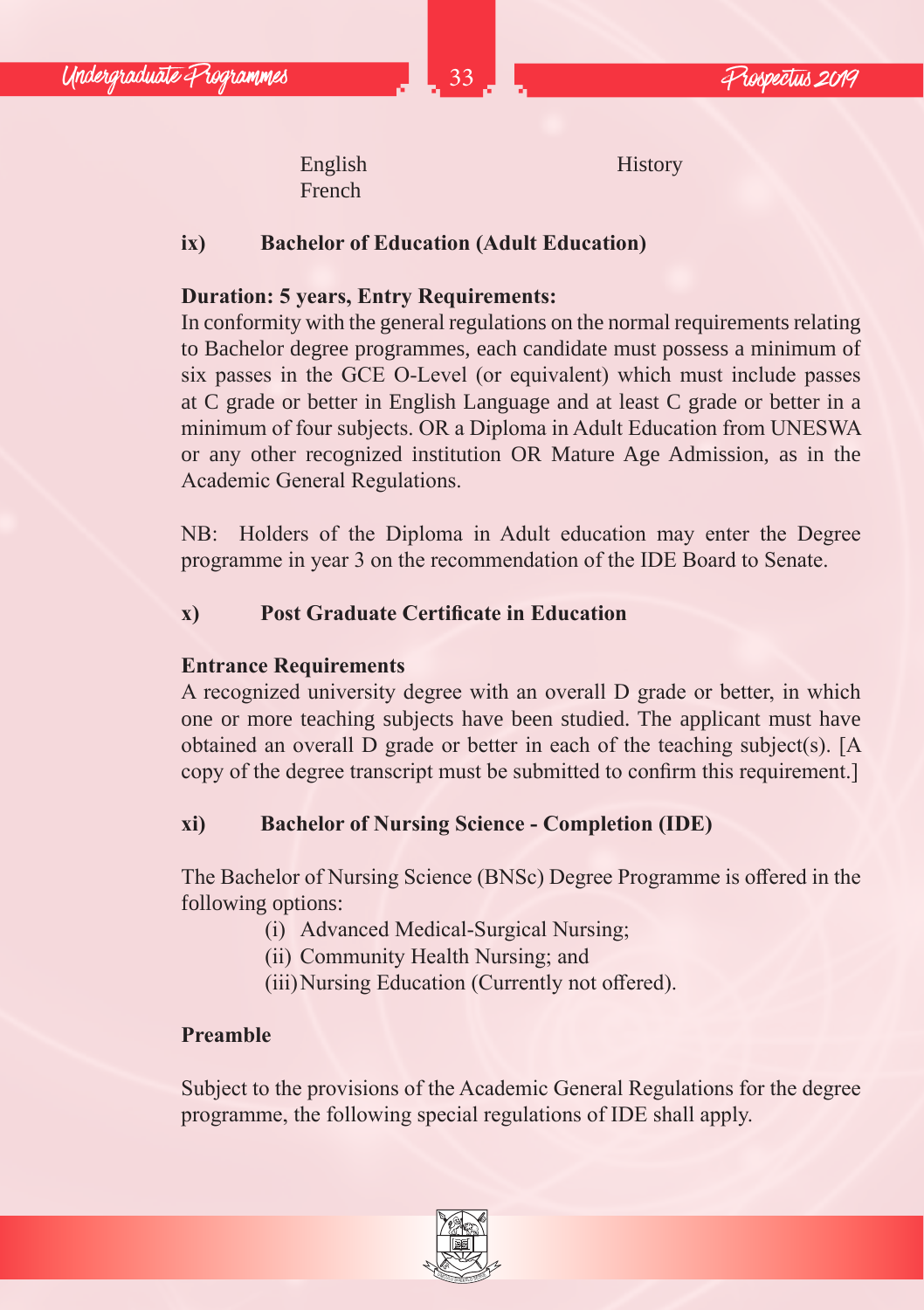English
French

History

### ix) Bachelor of Education (Adult Education)

**Duration: 5 years, Entry Requirements:**

In conformity with the general regulations on the normal requirements relating to Bachelor degree programmes, each candidate must possess a minimum of six passes in the GCE O-Level (or equivalent) which must include passes at C grade or better in English Language and at least C grade or better in a minimum of four subjects. OR a Diploma in Adult Education from UNESWA or any other recognized institution OR Mature Age Admission, as in the Academic General Regulations.

NB: Holders of the Diploma in Adult education may enter the Degree programme in year 3 on the recommendation of the IDE Board to Senate.

### x) Post Graduate Certificate in Education

**Entrance Requirements**

A recognized university degree with an overall D grade or better, in which one or more teaching subjects have been studied. The applicant must have obtained an overall D grade or better in each of the teaching subject(s). [A copy of the degree transcript must be submitted to confirm this requirement.]

### xi) Bachelor of Nursing Science - Completion (IDE)

The Bachelor of Nursing Science (BNSc) Degree Programme is offered in the following options:

(i) Advanced Medical-Surgical Nursing;
(ii) Community Health Nursing; and
(iii) Nursing Education (Currently not offered).

**Preamble**

Subject to the provisions of the Academic General Regulations for the degree programme, the following special regulations of IDE shall apply.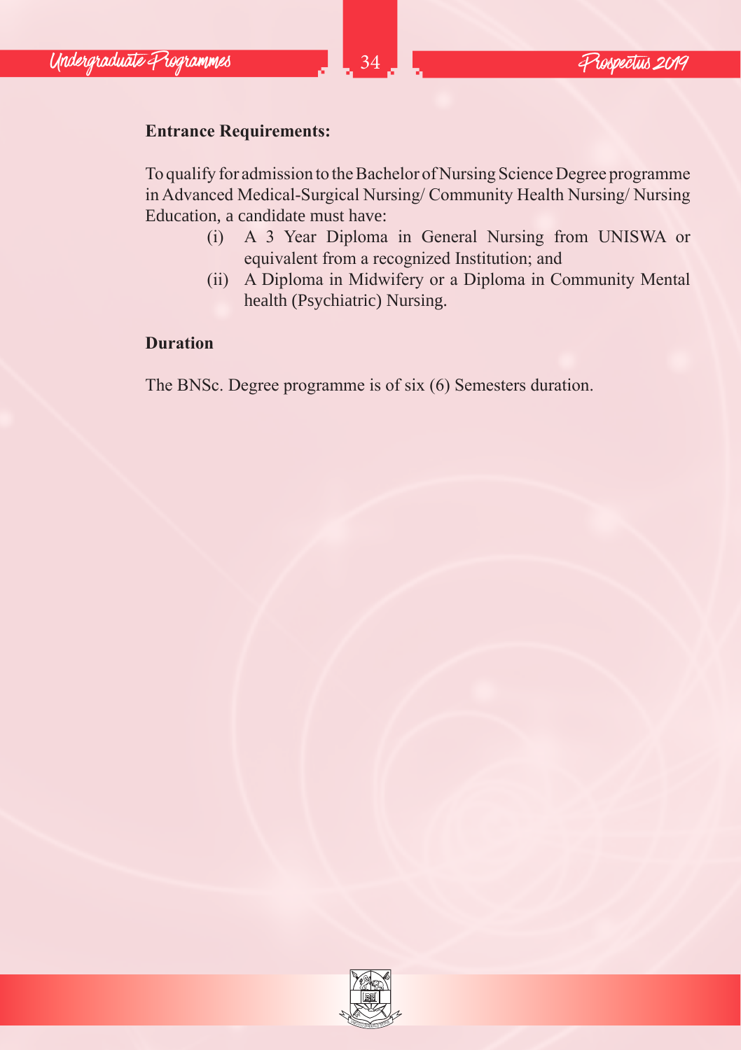**Entrance Requirements:**

To qualify for admission to the Bachelor of Nursing Science Degree programme in Advanced Medical-Surgical Nursing/ Community Health Nursing/ Nursing Education, a candidate must have:

(i) A 3 Year Diploma in General Nursing from UNISWA or equivalent from a recognized Institution; and

(ii) A Diploma in Midwifery or a Diploma in Community Mental health (Psychiatric) Nursing.

**Duration**

The BNSc. Degree programme is of six (6) Semesters duration.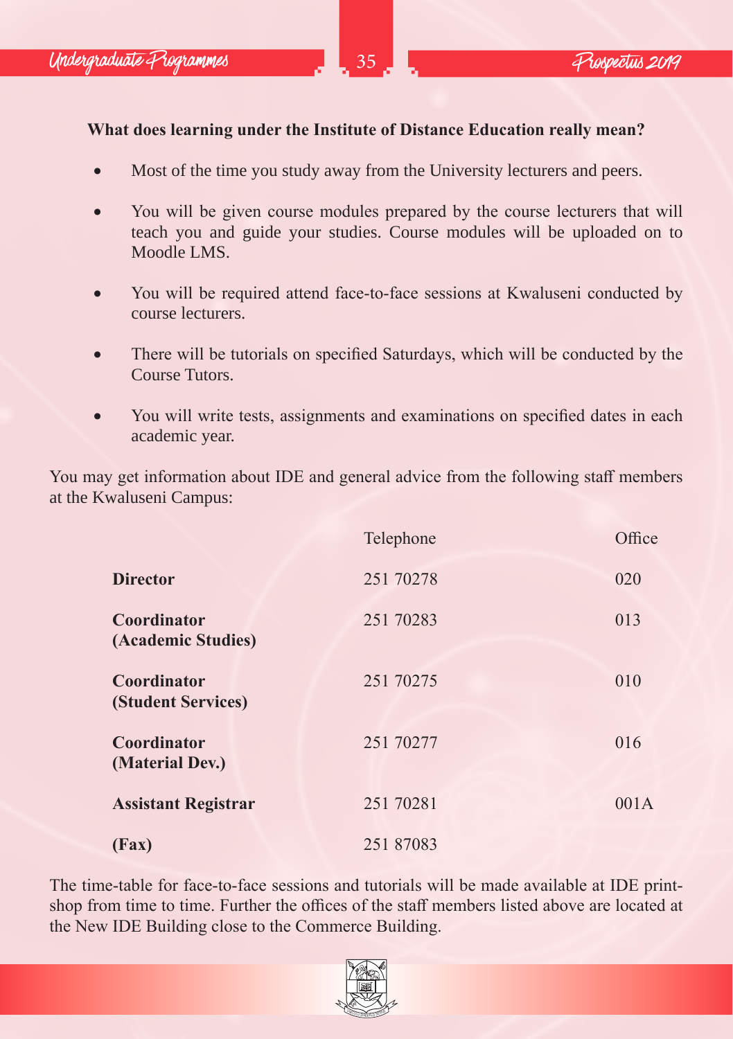**What does learning under the Institute of Distance Education really mean?**

- Most of the time you study away from the University lecturers and peers.
- You will be given course modules prepared by the course lecturers that will teach you and guide your studies. Course modules will be uploaded on to Moodle LMS.
- You will be required attend face-to-face sessions at Kwaluseni conducted by course lecturers.
- There will be tutorials on specified Saturdays, which will be conducted by the Course Tutors.
- You will write tests, assignments and examinations on specified dates in each academic year.

You may get information about IDE and general advice from the following staff members at the Kwaluseni Campus:

| | Telephone | Office |
|---|---|---|
| **Director** | 251 70278 | 020 |
| **Coordinator (Academic Studies)** | 251 70283 | 013 |
| **Coordinator (Student Services)** | 251 70275 | 010 |
| **Coordinator (Material Dev.)** | 251 70277 | 016 |
| **Assistant Registrar** | 251 70281 | 001A |
| **(Fax)** | 251 87083 | |

The time-table for face-to-face sessions and tutorials will be made available at IDE print-shop from time to time. Further the offices of the staff members listed above are located at the New IDE Building close to the Commerce Building.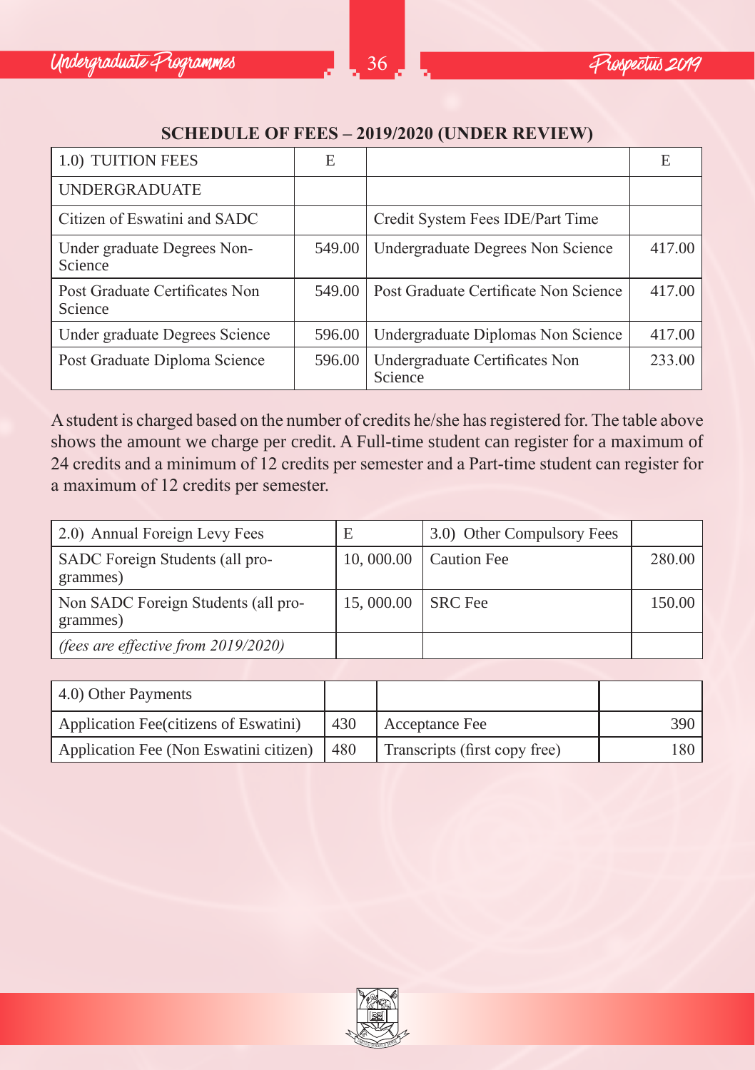## SCHEDULE OF FEES – 2019/2020 (UNDER REVIEW)

| 1.0) TUITION FEES | E | | E |
|---|---|---|---|
| UNDERGRADUATE | | | |
| Citizen of Eswatini and SADC | | Credit System Fees IDE/Part Time | |
| Under graduate Degrees Non-Science | 549.00 | Undergraduate Degrees Non Science | 417.00 |
| Post Graduate Certificates Non Science | 549.00 | Post Graduate Certificate Non Science | 417.00 |
| Under graduate Degrees Science | 596.00 | Undergraduate Diplomas Non Science | 417.00 |
| Post Graduate Diploma Science | 596.00 | Undergraduate Certificates Non Science | 233.00 |

A student is charged based on the number of credits he/she has registered for. The table above shows the amount we charge per credit. A Full-time student can register for a maximum of 24 credits and a minimum of 12 credits per semester and a Part-time student can register for a maximum of 12 credits per semester.

| 2.0) Annual Foreign Levy Fees | E | 3.0) Other Compulsory Fees | |
|---|---|---|---|
| SADC Foreign Students (all programmes) | 10, 000.00 | Caution Fee | 280.00 |
| Non SADC Foreign Students (all programmes) | 15, 000.00 | SRC Fee | 150.00 |
| *(fees are effective from 2019/2020)* | | | |

| 4.0) Other Payments | | | |
|---|---|---|---|
| Application Fee(citizens of Eswatini) | 430 | Acceptance Fee | 390 |
| Application Fee (Non Eswatini citizen) | 480 | Transcripts (first copy free) | 180 |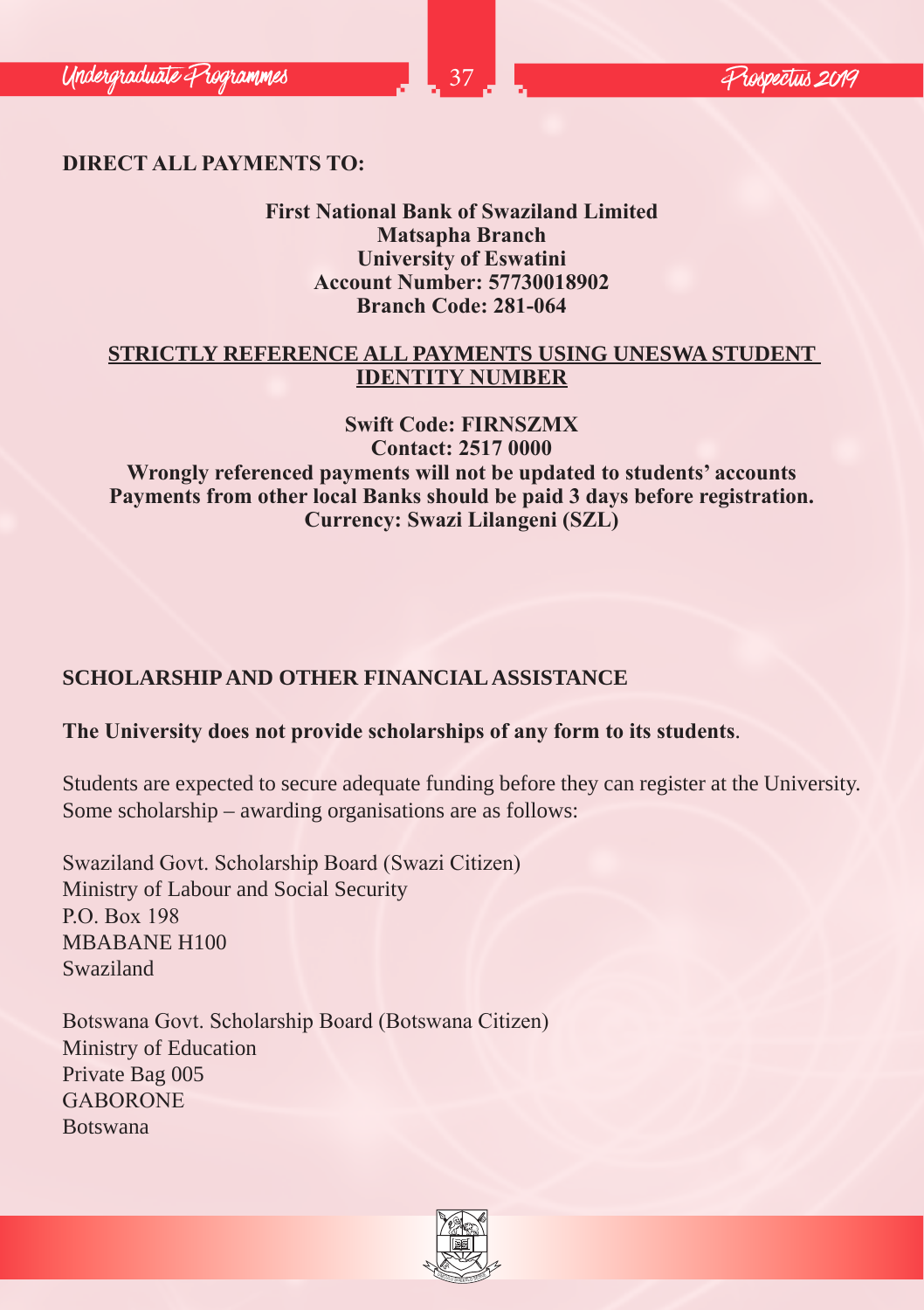**DIRECT ALL PAYMENTS TO:**

**First National Bank of Swaziland Limited**
**Matsapha Branch**
**University of Eswatini**
**Account Number: 57730018902**
**Branch Code: 281-064**

**STRICTLY REFERENCE ALL PAYMENTS USING UNESWA STUDENT IDENTITY NUMBER**

**Swift Code: FIRNSZMX**
**Contact: 2517 0000**
**Wrongly referenced payments will not be updated to students' accounts**
**Payments from other local Banks should be paid 3 days before registration.**
**Currency: Swazi Lilangeni (SZL)**

## SCHOLARSHIP AND OTHER FINANCIAL ASSISTANCE

**The University does not provide scholarships of any form to its students**.

Students are expected to secure adequate funding before they can register at the University. Some scholarship – awarding organisations are as follows:

Swaziland Govt. Scholarship Board (Swazi Citizen)
Ministry of Labour and Social Security
P.O. Box 198
MBABANE H100
Swaziland

Botswana Govt. Scholarship Board (Botswana Citizen)
Ministry of Education
Private Bag 005
GABORONE
Botswana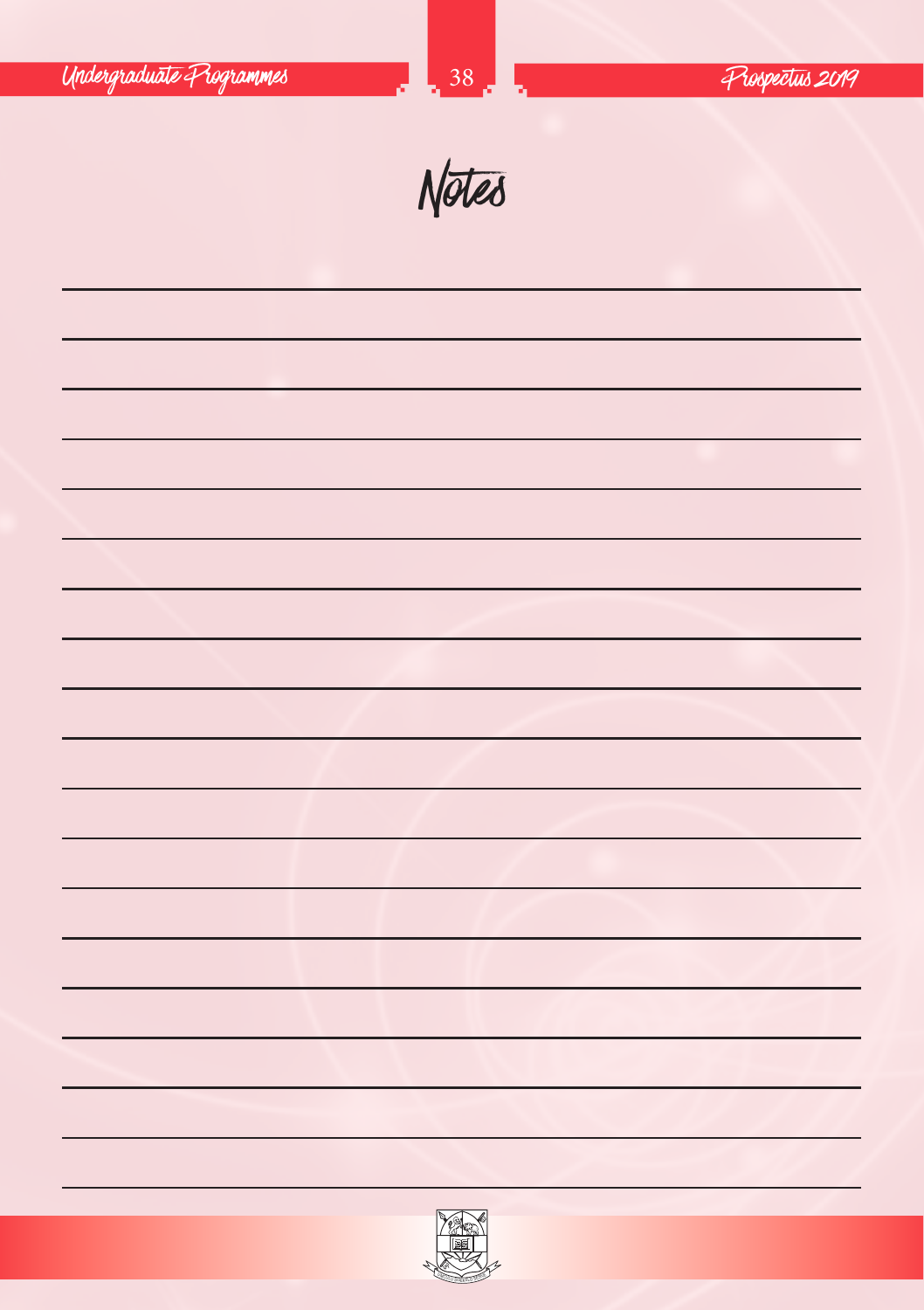# Notes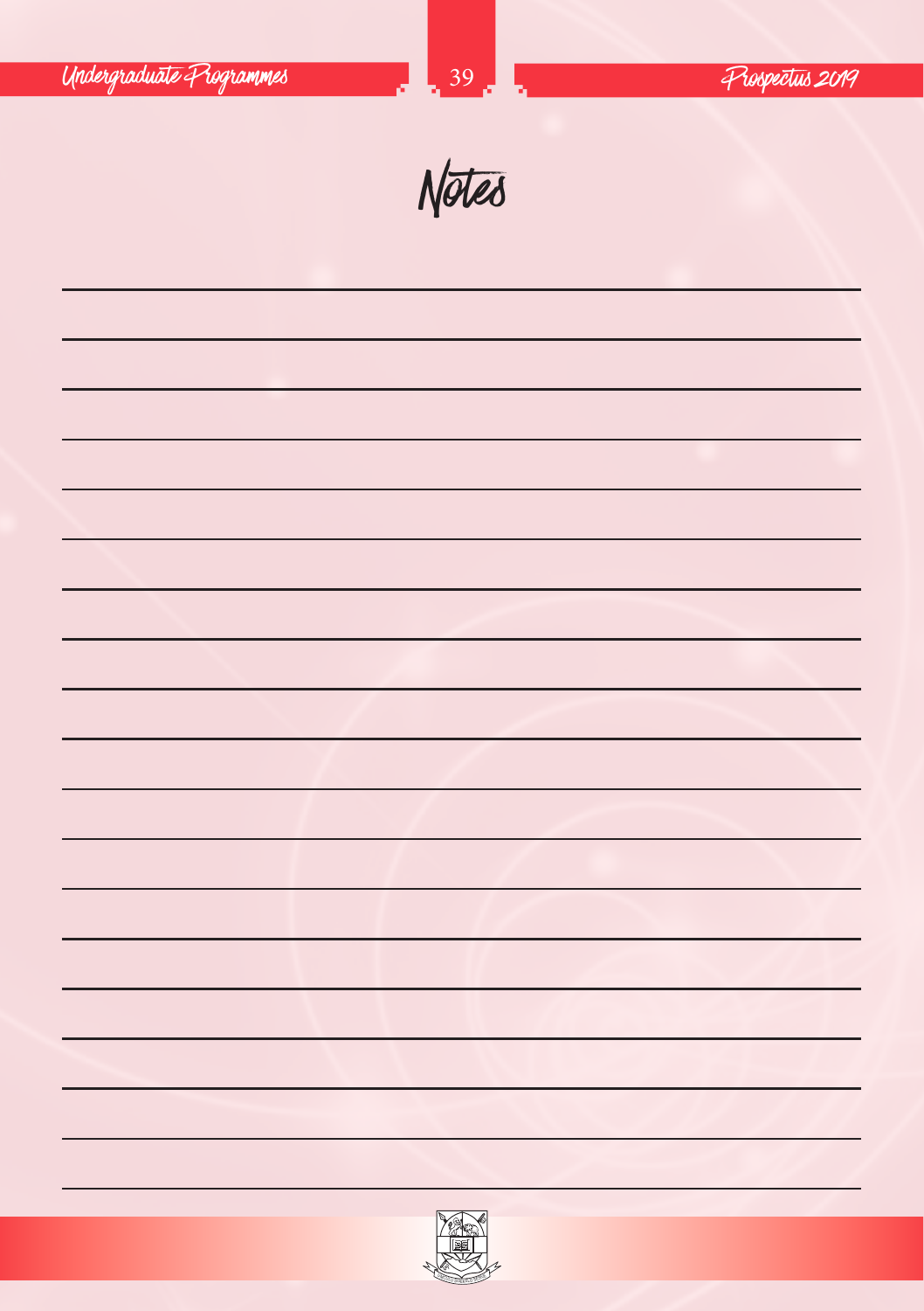# Notes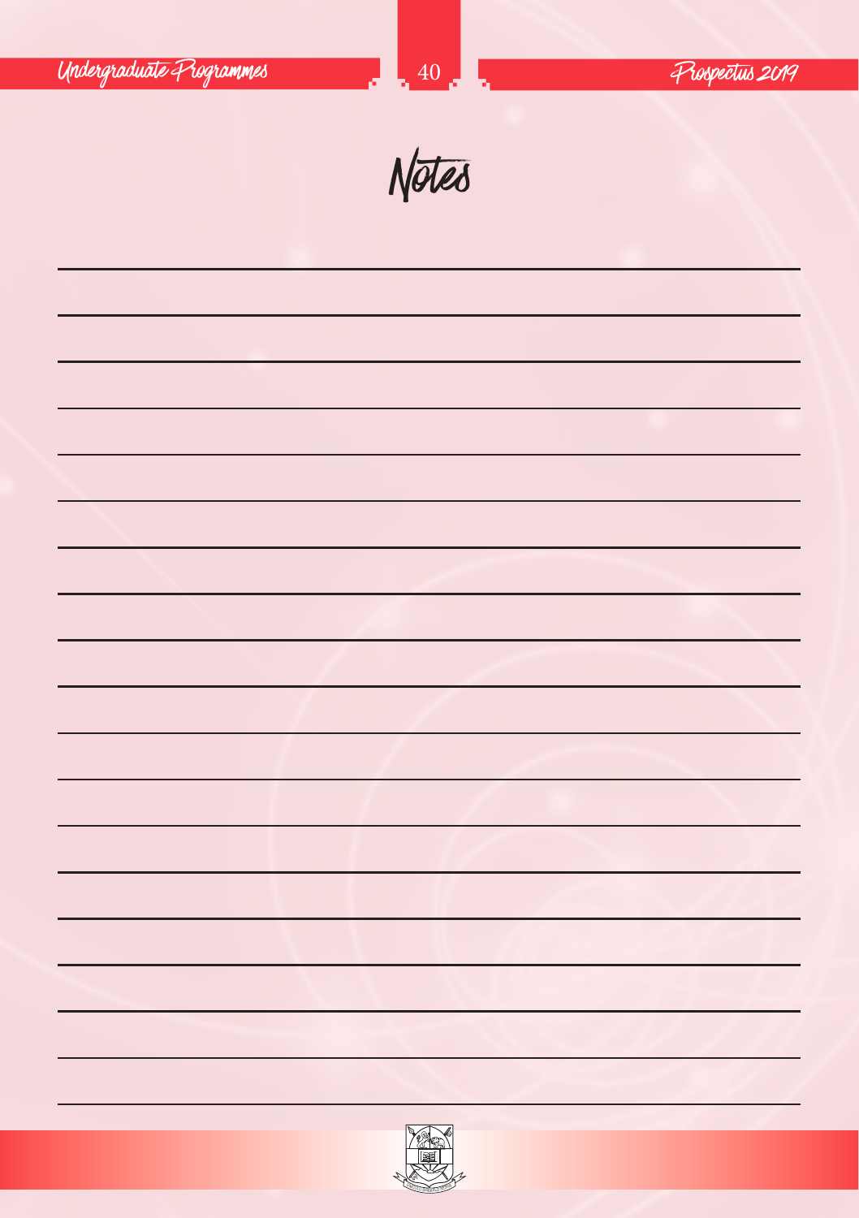# Notes